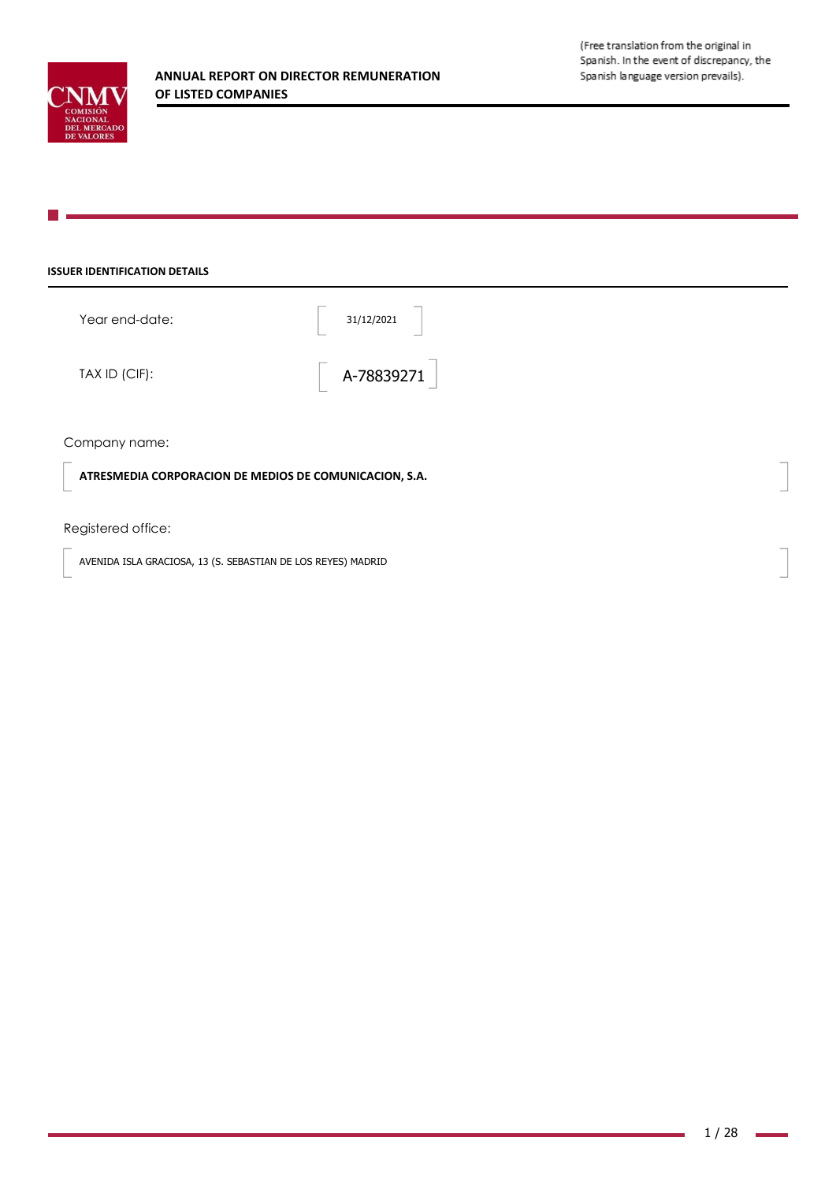# ANNUAL REPORT ON DIRECTOR REMUNERATION OF LISTED COMPANIES

(Free translation from the original in Spanish. In the event of discrepancy, the Spanish language version prevails).

## ISSUER IDENTIFICATION DETAILS

Year end-date: 31/12/2021

TAX ID (CIF): A-78839271

Company name:

**ATRESMEDIA CORPORACION DE MEDIOS DE COMUNICACION, S.A.**

Registered office:

AVENIDA ISLA GRACIOSA, 13 (S. SEBASTIAN DE LOS REYES) MADRID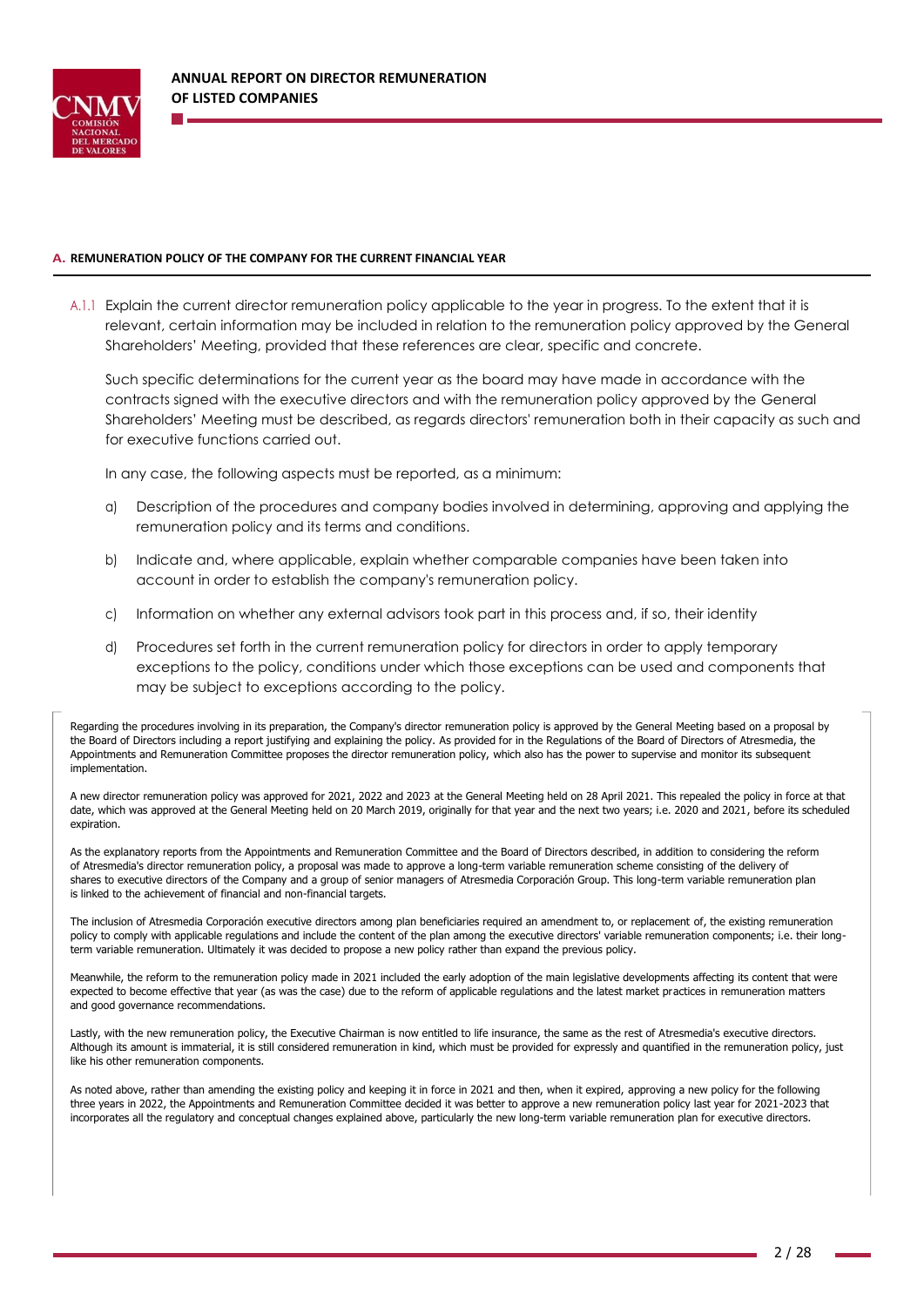## A. REMUNERATION POLICY OF THE COMPANY FOR THE CURRENT FINANCIAL YEAR

A.1.1 Explain the current director remuneration policy applicable to the year in progress. To the extent that it is relevant, certain information may be included in relation to the remuneration policy approved by the General Shareholders' Meeting, provided that these references are clear, specific and concrete.

Such specific determinations for the current year as the board may have made in accordance with the contracts signed with the executive directors and with the remuneration policy approved by the General Shareholders' Meeting must be described, as regards directors' remuneration both in their capacity as such and for executive functions carried out.

In any case, the following aspects must be reported, as a minimum:

a) Description of the procedures and company bodies involved in determining, approving and applying the remuneration policy and its terms and conditions.

b) Indicate and, where applicable, explain whether comparable companies have been taken into account in order to establish the company's remuneration policy.

c) Information on whether any external advisors took part in this process and, if so, their identity

d) Procedures set forth in the current remuneration policy for directors in order to apply temporary exceptions to the policy, conditions under which those exceptions can be used and components that may be subject to exceptions according to the policy.

Regarding the procedures involving in its preparation, the Company's director remuneration policy is approved by the General Meeting based on a proposal by the Board of Directors including a report justifying and explaining the policy. As provided for in the Regulations of the Board of Directors of Atresmedia, the Appointments and Remuneration Committee proposes the director remuneration policy, which also has the power to supervise and monitor its subsequent implementation.

A new director remuneration policy was approved for 2021, 2022 and 2023 at the General Meeting held on 28 April 2021. This repealed the policy in force at that date, which was approved at the General Meeting held on 20 March 2019, originally for that year and the next two years; i.e. 2020 and 2021, before its scheduled expiration.

As the explanatory reports from the Appointments and Remuneration Committee and the Board of Directors described, in addition to considering the reform of Atresmedia's director remuneration policy, a proposal was made to approve a long-term variable remuneration scheme consisting of the delivery of shares to executive directors of the Company and a group of senior managers of Atresmedia Corporación Group. This long-term variable remuneration plan is linked to the achievement of financial and non-financial targets.

The inclusion of Atresmedia Corporación executive directors among plan beneficiaries required an amendment to, or replacement of, the existing remuneration policy to comply with applicable regulations and include the content of the plan among the executive directors' variable remuneration components; i.e. their long-term variable remuneration. Ultimately it was decided to propose a new policy rather than expand the previous policy.

Meanwhile, the reform to the remuneration policy made in 2021 included the early adoption of the main legislative developments affecting its content that were expected to become effective that year (as was the case) due to the reform of applicable regulations and the latest market practices in remuneration matters and good governance recommendations.

Lastly, with the new remuneration policy, the Executive Chairman is now entitled to life insurance, the same as the rest of Atresmedia's executive directors. Although its amount is immaterial, it is still considered remuneration in kind, which must be provided for expressly and quantified in the remuneration policy, just like his other remuneration components.

As noted above, rather than amending the existing policy and keeping it in force in 2021 and then, when it expired, approving a new policy for the following three years in 2022, the Appointments and Remuneration Committee decided it was better to approve a new remuneration policy last year for 2021-2023 that incorporates all the regulatory and conceptual changes explained above, particularly the new long-term variable remuneration plan for executive directors.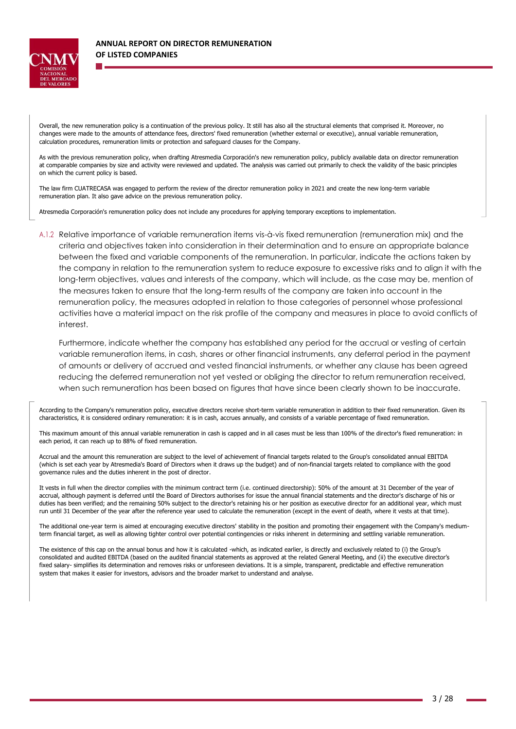Overall, the new remuneration policy is a continuation of the previous policy. It still has also all the structural elements that comprised it. Moreover, no changes were made to the amounts of attendance fees, directors' fixed remuneration (whether external or executive), annual variable remuneration, calculation procedures, remuneration limits or protection and safeguard clauses for the Company.

As with the previous remuneration policy, when drafting Atresmedia Corporación's new remuneration policy, publicly available data on director remuneration at comparable companies by size and activity were reviewed and updated. The analysis was carried out primarily to check the validity of the basic principles on which the current policy is based.

The law firm CUATRECASA was engaged to perform the review of the director remuneration policy in 2021 and create the new long-term variable remuneration plan. It also gave advice on the previous remuneration policy.

Atresmedia Corporación's remuneration policy does not include any procedures for applying temporary exceptions to implementation.

A.1.2 Relative importance of variable remuneration items vis-à-vis fixed remuneration (remuneration mix) and the criteria and objectives taken into consideration in their determination and to ensure an appropriate balance between the fixed and variable components of the remuneration. In particular, indicate the actions taken by the company in relation to the remuneration system to reduce exposure to excessive risks and to align it with the long-term objectives, values and interests of the company, which will include, as the case may be, mention of the measures taken to ensure that the long-term results of the company are taken into account in the remuneration policy, the measures adopted in relation to those categories of personnel whose professional activities have a material impact on the risk profile of the company and measures in place to avoid conflicts of interest.

Furthermore, indicate whether the company has established any period for the accrual or vesting of certain variable remuneration items, in cash, shares or other financial instruments, any deferral period in the payment of amounts or delivery of accrued and vested financial instruments, or whether any clause has been agreed reducing the deferred remuneration not yet vested or obliging the director to return remuneration received, when such remuneration has been based on figures that have since been clearly shown to be inaccurate.

According to the Company's remuneration policy, executive directors receive short-term variable remuneration in addition to their fixed remuneration. Given its characteristics, it is considered ordinary remuneration: it is in cash, accrues annually, and consists of a variable percentage of fixed remuneration.

This maximum amount of this annual variable remuneration in cash is capped and in all cases must be less than 100% of the director's fixed remuneration: in each period, it can reach up to 88% of fixed remuneration.

Accrual and the amount this remuneration are subject to the level of achievement of financial targets related to the Group's consolidated annual EBITDA (which is set each year by Atresmedia's Board of Directors when it draws up the budget) and of non-financial targets related to compliance with the good governance rules and the duties inherent in the post of director.

It vests in full when the director complies with the minimum contract term (i.e. continued directorship): 50% of the amount at 31 December of the year of accrual, although payment is deferred until the Board of Directors authorises for issue the annual financial statements and the director's discharge of his or duties has been verified; and the remaining 50% subject to the director's retaining his or her position as executive director for an additional year, which must run until 31 December of the year after the reference year used to calculate the remuneration (except in the event of death, where it vests at that time).

The additional one-year term is aimed at encouraging executive directors' stability in the position and promoting their engagement with the Company's medium-term financial target, as well as allowing tighter control over potential contingencies or risks inherent in determining and settling variable remuneration.

The existence of this cap on the annual bonus and how it is calculated -which, as indicated earlier, is directly and exclusively related to (i) the Group's consolidated and audited EBITDA (based on the audited financial statements as approved at the related General Meeting, and (ii) the executive director's fixed salary- simplifies its determination and removes risks or unforeseen deviations. It is a simple, transparent, predictable and effective remuneration system that makes it easier for investors, advisors and the broader market to understand and analyse.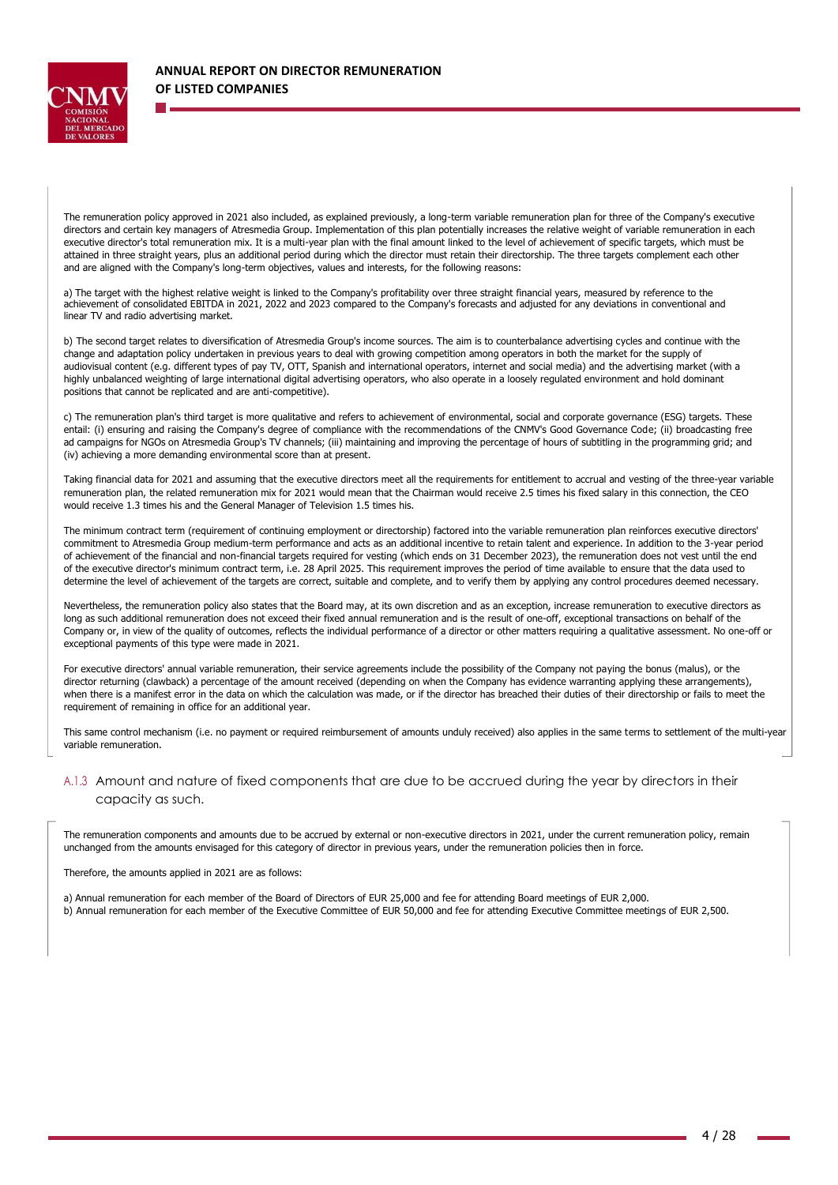The remuneration policy approved in 2021 also included, as explained previously, a long-term variable remuneration plan for three of the Company's executive directors and certain key managers of Atresmedia Group. Implementation of this plan potentially increases the relative weight of variable remuneration in each executive director's total remuneration mix. It is a multi-year plan with the final amount linked to the level of achievement of specific targets, which must be attained in three straight years, plus an additional period during which the director must retain their directorship. The three targets complement each other and are aligned with the Company's long-term objectives, values and interests, for the following reasons:

a) The target with the highest relative weight is linked to the Company's profitability over three straight financial years, measured by reference to the achievement of consolidated EBITDA in 2021, 2022 and 2023 compared to the Company's forecasts and adjusted for any deviations in conventional and linear TV and radio advertising market.

b) The second target relates to diversification of Atresmedia Group's income sources. The aim is to counterbalance advertising cycles and continue with the change and adaptation policy undertaken in previous years to deal with growing competition among operators in both the market for the supply of audiovisual content (e.g. different types of pay TV, OTT, Spanish and international operators, internet and social media) and the advertising market (with a highly unbalanced weighting of large international digital advertising operators, who also operate in a loosely regulated environment and hold dominant positions that cannot be replicated and are anti-competitive).

c) The remuneration plan's third target is more qualitative and refers to achievement of environmental, social and corporate governance (ESG) targets. These entail: (i) ensuring and raising the Company's degree of compliance with the recommendations of the CNMV's Good Governance Code; (ii) broadcasting free ad campaigns for NGOs on Atresmedia Group's TV channels; (iii) maintaining and improving the percentage of hours of subtitling in the programming grid; and (iv) achieving a more demanding environmental score than at present.

Taking financial data for 2021 and assuming that the executive directors meet all the requirements for entitlement to accrual and vesting of the three-year variable remuneration plan, the related remuneration mix for 2021 would mean that the Chairman would receive 2.5 times his fixed salary in this connection, the CEO would receive 1.3 times his and the General Manager of Television 1.5 times his.

The minimum contract term (requirement of continuing employment or directorship) factored into the variable remuneration plan reinforces executive directors' commitment to Atresmedia Group medium-term performance and acts as an additional incentive to retain talent and experience. In addition to the 3-year period of achievement of the financial and non-financial targets required for vesting (which ends on 31 December 2023), the remuneration does not vest until the end of the executive director's minimum contract term, i.e. 28 April 2025. This requirement improves the period of time available to ensure that the data used to determine the level of achievement of the targets are correct, suitable and complete, and to verify them by applying any control procedures deemed necessary.

Nevertheless, the remuneration policy also states that the Board may, at its own discretion and as an exception, increase remuneration to executive directors as long as such additional remuneration does not exceed their fixed annual remuneration and is the result of one-off, exceptional transactions on behalf of the Company or, in view of the quality of outcomes, reflects the individual performance of a director or other matters requiring a qualitative assessment. No one-off or exceptional payments of this type were made in 2021.

For executive directors' annual variable remuneration, their service agreements include the possibility of the Company not paying the bonus (malus), or the director returning (clawback) a percentage of the amount received (depending on when the Company has evidence warranting applying these arrangements), when there is a manifest error in the data on which the calculation was made, or if the director has breached their duties of their directorship or fails to meet the requirement of remaining in office for an additional year.

This same control mechanism (i.e. no payment or required reimbursement of amounts unduly received) also applies in the same terms to settlement of the multi-year variable remuneration.

### A.1.3 Amount and nature of fixed components that are due to be accrued during the year by directors in their capacity as such.

The remuneration components and amounts due to be accrued by external or non-executive directors in 2021, under the current remuneration policy, remain unchanged from the amounts envisaged for this category of director in previous years, under the remuneration policies then in force.

Therefore, the amounts applied in 2021 are as follows:

a) Annual remuneration for each member of the Board of Directors of EUR 25,000 and fee for attending Board meetings of EUR 2,000.
b) Annual remuneration for each member of the Executive Committee of EUR 50,000 and fee for attending Executive Committee meetings of EUR 2,500.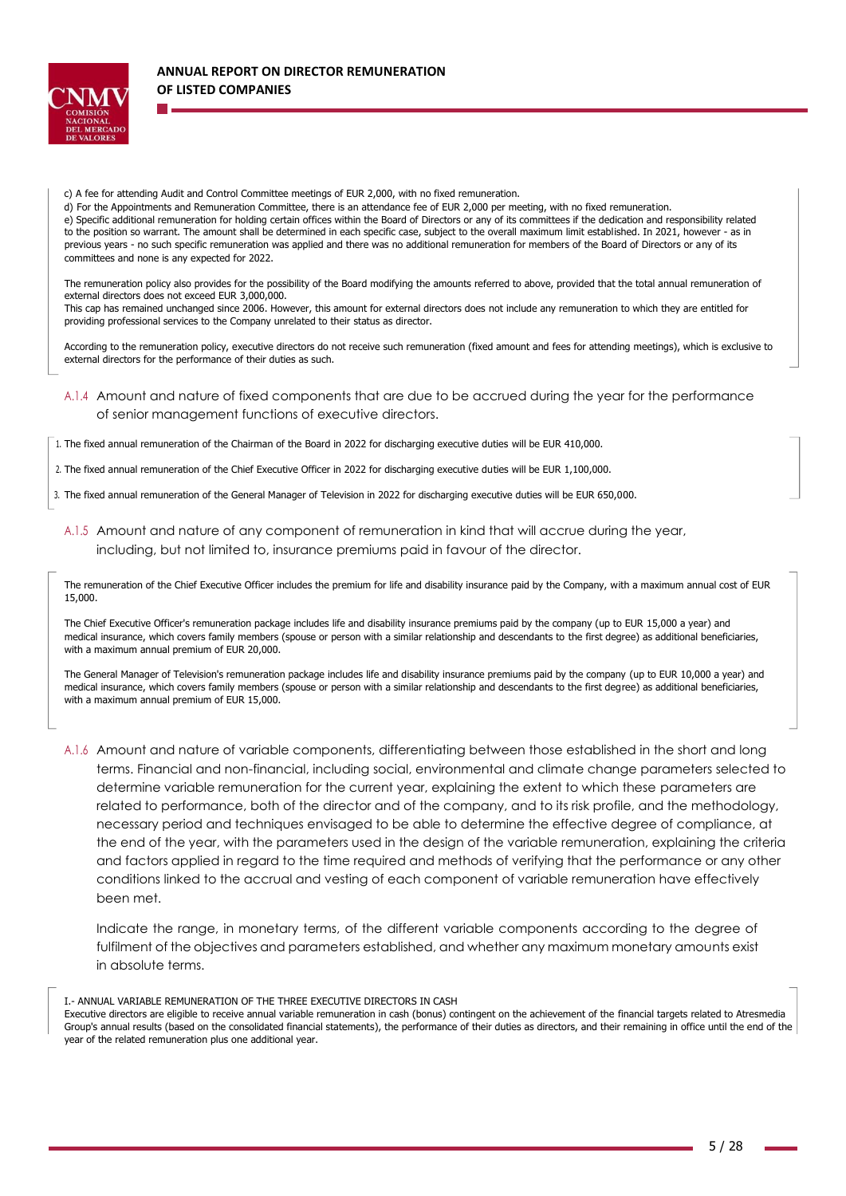c) A fee for attending Audit and Control Committee meetings of EUR 2,000, with no fixed remuneration.
d) For the Appointments and Remuneration Committee, there is an attendance fee of EUR 2,000 per meeting, with no fixed remuneration.
e) Specific additional remuneration for holding certain offices within the Board of Directors or any of its committees if the dedication and responsibility related to the position so warrant. The amount shall be determined in each specific case, subject to the overall maximum limit established. In 2021, however - as in previous years - no such specific remuneration was applied and there was no additional remuneration for members of the Board of Directors or any of its committees and none is any expected for 2022.

The remuneration policy also provides for the possibility of the Board modifying the amounts referred to above, provided that the total annual remuneration of external directors does not exceed EUR 3,000,000.
This cap has remained unchanged since 2006. However, this amount for external directors does not include any remuneration to which they are entitled for providing professional services to the Company unrelated to their status as director.

According to the remuneration policy, executive directors do not receive such remuneration (fixed amount and fees for attending meetings), which is exclusive to external directors for the performance of their duties as such.

A.1.4 Amount and nature of fixed components that are due to be accrued during the year for the performance of senior management functions of executive directors.

1. The fixed annual remuneration of the Chairman of the Board in 2022 for discharging executive duties will be EUR 410,000.

2. The fixed annual remuneration of the Chief Executive Officer in 2022 for discharging executive duties will be EUR 1,100,000.

3. The fixed annual remuneration of the General Manager of Television in 2022 for discharging executive duties will be EUR 650,000.

A.1.5 Amount and nature of any component of remuneration in kind that will accrue during the year, including, but not limited to, insurance premiums paid in favour of the director.

The remuneration of the Chief Executive Officer includes the premium for life and disability insurance paid by the Company, with a maximum annual cost of EUR 15,000.

The Chief Executive Officer's remuneration package includes life and disability insurance premiums paid by the company (up to EUR 15,000 a year) and medical insurance, which covers family members (spouse or person with a similar relationship and descendants to the first degree) as additional beneficiaries, with a maximum annual premium of EUR 20,000.

The General Manager of Television's remuneration package includes life and disability insurance premiums paid by the company (up to EUR 10,000 a year) and medical insurance, which covers family members (spouse or person with a similar relationship and descendants to the first degree) as additional beneficiaries, with a maximum annual premium of EUR 15,000.

A.1.6 Amount and nature of variable components, differentiating between those established in the short and long terms. Financial and non-financial, including social, environmental and climate change parameters selected to determine variable remuneration for the current year, explaining the extent to which these parameters are related to performance, both of the director and of the company, and to its risk profile, and the methodology, necessary period and techniques envisaged to be able to determine the effective degree of compliance, at the end of the year, with the parameters used in the design of the variable remuneration, explaining the criteria and factors applied in regard to the time required and methods of verifying that the performance or any other conditions linked to the accrual and vesting of each component of variable remuneration have effectively been met.

Indicate the range, in monetary terms, of the different variable components according to the degree of fulfilment of the objectives and parameters established, and whether any maximum monetary amounts exist in absolute terms.

I.- ANNUAL VARIABLE REMUNERATION OF THE THREE EXECUTIVE DIRECTORS IN CASH
Executive directors are eligible to receive annual variable remuneration in cash (bonus) contingent on the achievement of the financial targets related to Atresmedia Group's annual results (based on the consolidated financial statements), the performance of their duties as directors, and their remaining in office until the end of the year of the related remuneration plus one additional year.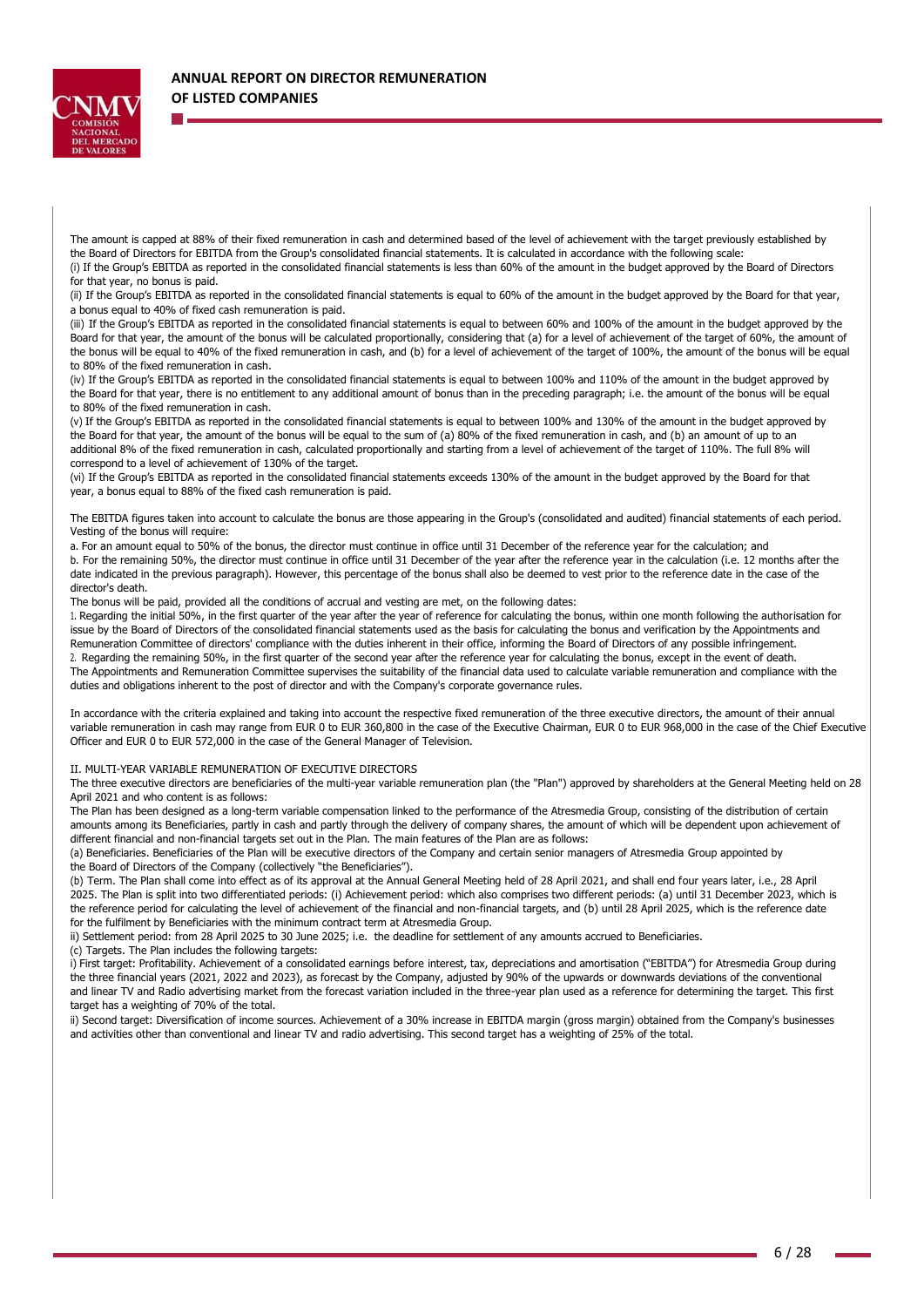The amount is capped at 88% of their fixed remuneration in cash and determined based of the level of achievement with the target previously established by the Board of Directors for EBITDA from the Group's consolidated financial statements. It is calculated in accordance with the following scale:

(i) If the Group's EBITDA as reported in the consolidated financial statements is less than 60% of the amount in the budget approved by the Board of Directors for that year, no bonus is paid.

(ii) If the Group's EBITDA as reported in the consolidated financial statements is equal to 60% of the amount in the budget approved by the Board for that year, a bonus equal to 40% of fixed cash remuneration is paid.

(iii) If the Group's EBITDA as reported in the consolidated financial statements is equal to between 60% and 100% of the amount in the budget approved by the Board for that year, the amount of the bonus will be calculated proportionally, considering that (a) for a level of achievement of the target of 60%, the amount of the bonus will be equal to 40% of the fixed remuneration in cash, and (b) for a level of achievement of the target of 100%, the amount of the bonus will be equal to 80% of the fixed remuneration in cash.

(iv) If the Group's EBITDA as reported in the consolidated financial statements is equal to between 100% and 110% of the amount in the budget approved by the Board for that year, there is no entitlement to any additional amount of bonus than in the preceding paragraph; i.e. the amount of the bonus will be equal to 80% of the fixed remuneration in cash.

(v) If the Group's EBITDA as reported in the consolidated financial statements is equal to between 100% and 130% of the amount in the budget approved by the Board for that year, the amount of the bonus will be equal to the sum of (a) 80% of the fixed remuneration in cash, and (b) an amount of up to an additional 8% of the fixed remuneration in cash, calculated proportionally and starting from a level of achievement of the target of 110%. The full 8% will correspond to a level of achievement of 130% of the target.

(vi) If the Group's EBITDA as reported in the consolidated financial statements exceeds 130% of the amount in the budget approved by the Board for that year, a bonus equal to 88% of the fixed cash remuneration is paid.

The EBITDA figures taken into account to calculate the bonus are those appearing in the Group's (consolidated and audited) financial statements of each period. Vesting of the bonus will require:

a. For an amount equal to 50% of the bonus, the director must continue in office until 31 December of the reference year for the calculation; and

b. For the remaining 50%, the director must continue in office until 31 December of the year after the reference year in the calculation (i.e. 12 months after the date indicated in the previous paragraph). However, this percentage of the bonus shall also be deemed to vest prior to the reference date in the case of the director's death.

The bonus will be paid, provided all the conditions of accrual and vesting are met, on the following dates:

1. Regarding the initial 50%, in the first quarter of the year after the year of reference for calculating the bonus, within one month following the authorisation for issue by the Board of Directors of the consolidated financial statements used as the basis for calculating the bonus and verification by the Appointments and Remuneration Committee of directors' compliance with the duties inherent in their office, informing the Board of Directors of any possible infringement.
2. Regarding the remaining 50%, in the first quarter of the second year after the reference year for calculating the bonus, except in the event of death.

The Appointments and Remuneration Committee supervises the suitability of the financial data used to calculate variable remuneration and compliance with the duties and obligations inherent to the post of director and with the Company's corporate governance rules.

In accordance with the criteria explained and taking into account the respective fixed remuneration of the three executive directors, the amount of their annual variable remuneration in cash may range from EUR 0 to EUR 360,800 in the case of the Executive Chairman, EUR 0 to EUR 968,000 in the case of the Chief Executive Officer and EUR 0 to EUR 572,000 in the case of the General Manager of Television.

II. MULTI-YEAR VARIABLE REMUNERATION OF EXECUTIVE DIRECTORS

The three executive directors are beneficiaries of the multi-year variable remuneration plan (the "Plan") approved by shareholders at the General Meeting held on 28 April 2021 and who content is as follows:

The Plan has been designed as a long-term variable compensation linked to the performance of the Atresmedia Group, consisting of the distribution of certain amounts among its Beneficiaries, partly in cash and partly through the delivery of company shares, the amount of which will be dependent upon achievement of different financial and non-financial targets set out in the Plan. The main features of the Plan are as follows:

(a) Beneficiaries. Beneficiaries of the Plan will be executive directors of the Company and certain senior managers of Atresmedia Group appointed by the Board of Directors of the Company (collectively "the Beneficiaries").

(b) Term. The Plan shall come into effect as of its approval at the Annual General Meeting held of 28 April 2021, and shall end four years later, i.e., 28 April 2025. The Plan is split into two differentiated periods: (i) Achievement period: which also comprises two different periods: (a) until 31 December 2023, which is the reference period for calculating the level of achievement of the financial and non-financial targets, and (b) until 28 April 2025, which is the reference date for the fulfilment by Beneficiaries with the minimum contract term at Atresmedia Group.

ii) Settlement period: from 28 April 2025 to 30 June 2025; i.e. the deadline for settlement of any amounts accrued to Beneficiaries.

(c) Targets. The Plan includes the following targets:

i) First target: Profitability. Achievement of a consolidated earnings before interest, tax, depreciations and amortisation ("EBITDA") for Atresmedia Group during the three financial years (2021, 2022 and 2023), as forecast by the Company, adjusted by 90% of the upwards or downwards deviations of the conventional and linear TV and Radio advertising market from the forecast variation included in the three-year plan used as a reference for determining the target. This first target has a weighting of 70% of the total.

ii) Second target: Diversification of income sources. Achievement of a 30% increase in EBITDA margin (gross margin) obtained from the Company's businesses and activities other than conventional and linear TV and radio advertising. This second target has a weighting of 25% of the total.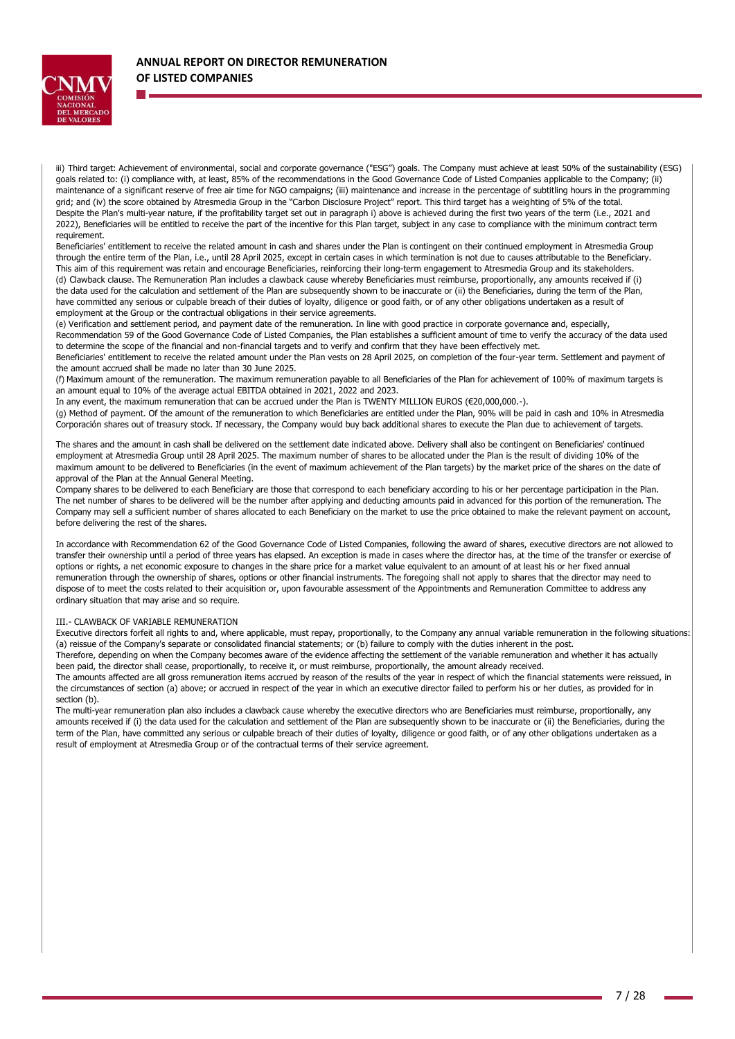iii) Third target: Achievement of environmental, social and corporate governance ("ESG") goals. The Company must achieve at least 50% of the sustainability (ESG) goals related to: (i) compliance with, at least, 85% of the recommendations in the Good Governance Code of Listed Companies applicable to the Company; (ii) maintenance of a significant reserve of free air time for NGO campaigns; (iii) maintenance and increase in the percentage of subtitling hours in the programming grid; and (iv) the score obtained by Atresmedia Group in the "Carbon Disclosure Project" report. This third target has a weighting of 5% of the total.
Despite the Plan's multi-year nature, if the profitability target set out in paragraph i) above is achieved during the first two years of the term (i.e., 2021 and 2022), Beneficiaries will be entitled to receive the part of the incentive for this Plan target, subject in any case to compliance with the minimum contract term requirement.
Beneficiaries' entitlement to receive the related amount in cash and shares under the Plan is contingent on their continued employment in Atresmedia Group through the entire term of the Plan, i.e., until 28 April 2025, except in certain cases in which termination is not due to causes attributable to the Beneficiary. This aim of this requirement was retain and encourage Beneficiaries, reinforcing their long-term engagement to Atresmedia Group and its stakeholders.
(d) Clawback clause. The Remuneration Plan includes a clawback cause whereby Beneficiaries must reimburse, proportionally, any amounts received if (i) the data used for the calculation and settlement of the Plan are subsequently shown to be inaccurate or (ii) the Beneficiaries, during the term of the Plan, have committed any serious or culpable breach of their duties of loyalty, diligence or good faith, or of any other obligations undertaken as a result of employment at the Group or the contractual obligations in their service agreements.
(e) Verification and settlement period, and payment date of the remuneration. In line with good practice in corporate governance and, especially, Recommendation 59 of the Good Governance Code of Listed Companies, the Plan establishes a sufficient amount of time to verify the accuracy of the data used to determine the scope of the financial and non-financial targets and to verify and confirm that they have been effectively met.
Beneficiaries' entitlement to receive the related amount under the Plan vests on 28 April 2025, on completion of the four-year term. Settlement and payment of the amount accrued shall be made no later than 30 June 2025.
(f) Maximum amount of the remuneration. The maximum remuneration payable to all Beneficiaries of the Plan for achievement of 100% of maximum targets is an amount equal to 10% of the average actual EBITDA obtained in 2021, 2022 and 2023.
In any event, the maximum remuneration that can be accrued under the Plan is TWENTY MILLION EUROS (€20,000,000.-).
(g) Method of payment. Of the amount of the remuneration to which Beneficiaries are entitled under the Plan, 90% will be paid in cash and 10% in Atresmedia Corporación shares out of treasury stock. If necessary, the Company would buy back additional shares to execute the Plan due to achievement of targets.

The shares and the amount in cash shall be delivered on the settlement date indicated above. Delivery shall also be contingent on Beneficiaries' continued employment at Atresmedia Group until 28 April 2025. The maximum number of shares to be allocated under the Plan is the result of dividing 10% of the maximum amount to be delivered to Beneficiaries (in the event of maximum achievement of the Plan targets) by the market price of the shares on the date of approval of the Plan at the Annual General Meeting.
Company shares to be delivered to each Beneficiary are those that correspond to each beneficiary according to his or her percentage participation in the Plan. The net number of shares to be delivered will be the number after applying and deducting amounts paid in advanced for this portion of the remuneration. The Company may sell a sufficient number of shares allocated to each Beneficiary on the market to use the price obtained to make the relevant payment on account, before delivering the rest of the shares.

In accordance with Recommendation 62 of the Good Governance Code of Listed Companies, following the award of shares, executive directors are not allowed to transfer their ownership until a period of three years has elapsed. An exception is made in cases where the director has, at the time of the transfer or exercise of options or rights, a net economic exposure to changes in the share price for a market value equivalent to an amount of at least his or her fixed annual remuneration through the ownership of shares, options or other financial instruments. The foregoing shall not apply to shares that the director may need to dispose of to meet the costs related to their acquisition or, upon favourable assessment of the Appointments and Remuneration Committee to address any ordinary situation that may arise and so require.

III.- CLAWBACK OF VARIABLE REMUNERATION

Executive directors forfeit all rights to and, where applicable, must repay, proportionally, to the Company any annual variable remuneration in the following situations: (a) reissue of the Company's separate or consolidated financial statements; or (b) failure to comply with the duties inherent in the post.
Therefore, depending on when the Company becomes aware of the evidence affecting the settlement of the variable remuneration and whether it has actually been paid, the director shall cease, proportionally, to receive it, or must reimburse, proportionally, the amount already received.
The amounts affected are all gross remuneration items accrued by reason of the results of the year in respect of which the financial statements were reissued, in the circumstances of section (a) above; or accrued in respect of the year in which an executive director failed to perform his or her duties, as provided for in section (b).
The multi-year remuneration plan also includes a clawback cause whereby the executive directors who are Beneficiaries must reimburse, proportionally, any amounts received if (i) the data used for the calculation and settlement of the Plan are subsequently shown to be inaccurate or (ii) the Beneficiaries, during the term of the Plan, have committed any serious or culpable breach of their duties of loyalty, diligence or good faith, or of any other obligations undertaken as a result of employment at Atresmedia Group or of the contractual terms of their service agreement.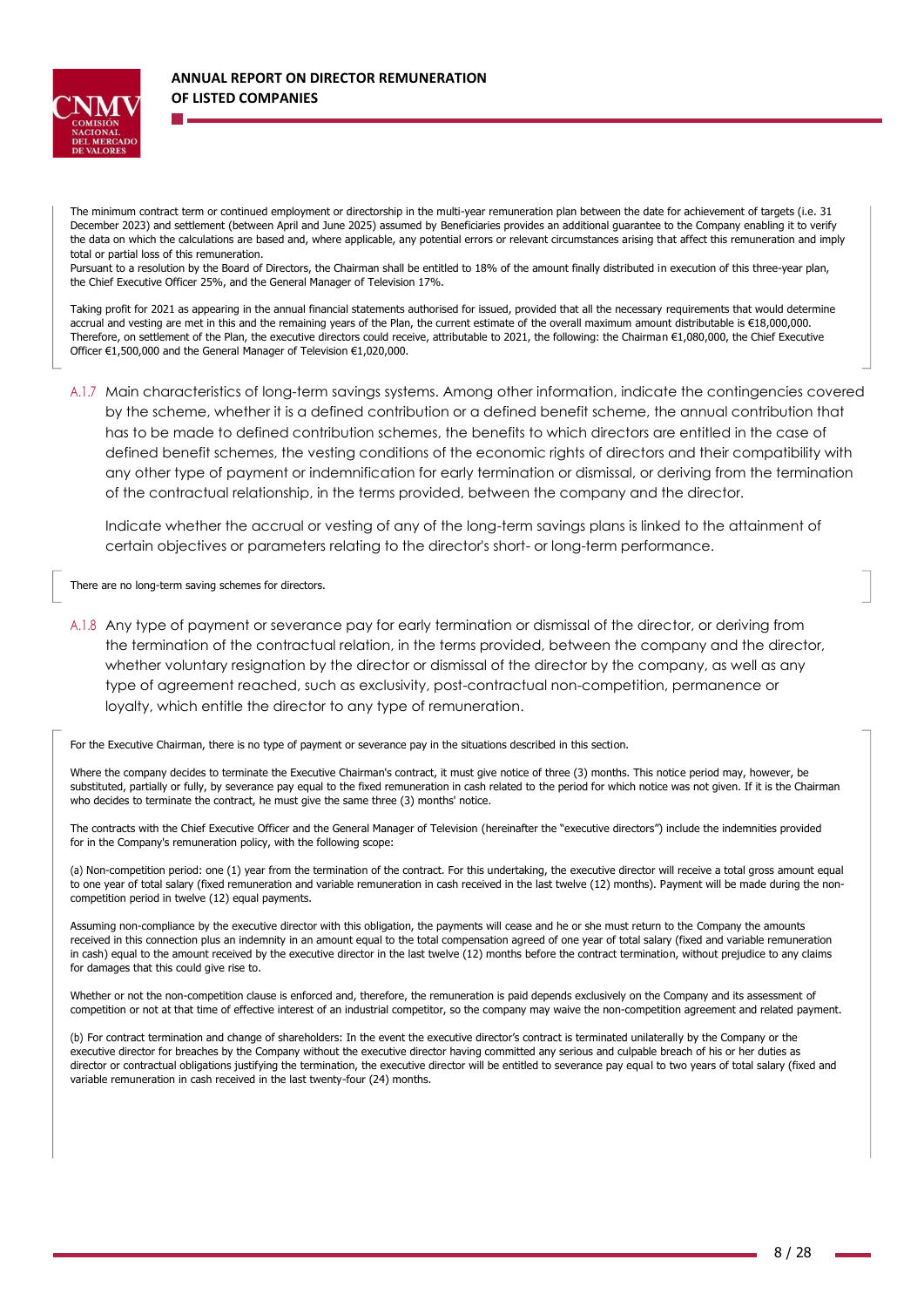The minimum contract term or continued employment or directorship in the multi-year remuneration plan between the date for achievement of targets (i.e. 31 December 2023) and settlement (between April and June 2025) assumed by Beneficiaries provides an additional guarantee to the Company enabling it to verify the data on which the calculations are based and, where applicable, any potential errors or relevant circumstances arising that affect this remuneration and imply total or partial loss of this remuneration.
Pursuant to a resolution by the Board of Directors, the Chairman shall be entitled to 18% of the amount finally distributed in execution of this three-year plan, the Chief Executive Officer 25%, and the General Manager of Television 17%.

Taking profit for 2021 as appearing in the annual financial statements authorised for issued, provided that all the necessary requirements that would determine accrual and vesting are met in this and the remaining years of the Plan, the current estimate of the overall maximum amount distributable is €18,000,000. Therefore, on settlement of the Plan, the executive directors could receive, attributable to 2021, the following: the Chairman €1,080,000, the Chief Executive Officer €1,500,000 and the General Manager of Television €1,020,000.

A.1.7 Main characteristics of long-term savings systems. Among other information, indicate the contingencies covered by the scheme, whether it is a defined contribution or a defined benefit scheme, the annual contribution that has to be made to defined contribution schemes, the benefits to which directors are entitled in the case of defined benefit schemes, the vesting conditions of the economic rights of directors and their compatibility with any other type of payment or indemnification for early termination or dismissal, or deriving from the termination of the contractual relationship, in the terms provided, between the company and the director.

Indicate whether the accrual or vesting of any of the long-term savings plans is linked to the attainment of certain objectives or parameters relating to the director's short- or long-term performance.

There are no long-term saving schemes for directors.

A.1.8 Any type of payment or severance pay for early termination or dismissal of the director, or deriving from the termination of the contractual relation, in the terms provided, between the company and the director, whether voluntary resignation by the director or dismissal of the director by the company, as well as any type of agreement reached, such as exclusivity, post-contractual non-competition, permanence or loyalty, which entitle the director to any type of remuneration.

For the Executive Chairman, there is no type of payment or severance pay in the situations described in this section.

Where the company decides to terminate the Executive Chairman's contract, it must give notice of three (3) months. This notice period may, however, be substituted, partially or fully, by severance pay equal to the fixed remuneration in cash related to the period for which notice was not given. If it is the Chairman who decides to terminate the contract, he must give the same three (3) months' notice.

The contracts with the Chief Executive Officer and the General Manager of Television (hereinafter the "executive directors") include the indemnities provided for in the Company's remuneration policy, with the following scope:

(a) Non-competition period: one (1) year from the termination of the contract. For this undertaking, the executive director will receive a total gross amount equal to one year of total salary (fixed remuneration and variable remuneration in cash received in the last twelve (12) months). Payment will be made during the non-competition period in twelve (12) equal payments.

Assuming non-compliance by the executive director with this obligation, the payments will cease and he or she must return to the Company the amounts received in this connection plus an indemnity in an amount equal to the total compensation agreed of one year of total salary (fixed and variable remuneration in cash) equal to the amount received by the executive director in the last twelve (12) months before the contract termination, without prejudice to any claims for damages that this could give rise to.

Whether or not the non-competition clause is enforced and, therefore, the remuneration is paid depends exclusively on the Company and its assessment of competition or not at that time of effective interest of an industrial competitor, so the company may waive the non-competition agreement and related payment.

(b) For contract termination and change of shareholders: In the event the executive director's contract is terminated unilaterally by the Company or the executive director for breaches by the Company without the executive director having committed any serious and culpable breach of his or her duties as director or contractual obligations justifying the termination, the executive director will be entitled to severance pay equal to two years of total salary (fixed and variable remuneration in cash received in the last twenty-four (24) months.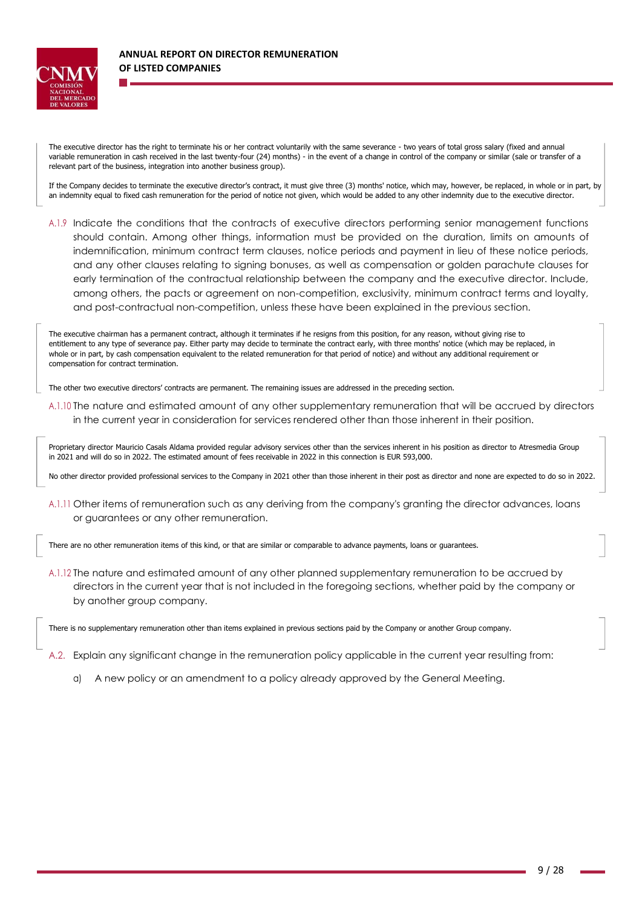The executive director has the right to terminate his or her contract voluntarily with the same severance - two years of total gross salary (fixed and annual variable remuneration in cash received in the last twenty-four (24) months) - in the event of a change in control of the company or similar (sale or transfer of a relevant part of the business, integration into another business group).

If the Company decides to terminate the executive director's contract, it must give three (3) months' notice, which may, however, be replaced, in whole or in part, by an indemnity equal to fixed cash remuneration for the period of notice not given, which would be added to any other indemnity due to the executive director.

A.1.9 Indicate the conditions that the contracts of executive directors performing senior management functions should contain. Among other things, information must be provided on the duration, limits on amounts of indemnification, minimum contract term clauses, notice periods and payment in lieu of these notice periods, and any other clauses relating to signing bonuses, as well as compensation or golden parachute clauses for early termination of the contractual relationship between the company and the executive director. Include, among others, the pacts or agreement on non-competition, exclusivity, minimum contract terms and loyalty, and post-contractual non-competition, unless these have been explained in the previous section.

The executive chairman has a permanent contract, although it terminates if he resigns from this position, for any reason, without giving rise to entitlement to any type of severance pay. Either party may decide to terminate the contract early, with three months' notice (which may be replaced, in whole or in part, by cash compensation equivalent to the related remuneration for that period of notice) and without any additional requirement or compensation for contract termination.

The other two executive directors' contracts are permanent. The remaining issues are addressed in the preceding section.

A.1.10 The nature and estimated amount of any other supplementary remuneration that will be accrued by directors in the current year in consideration for services rendered other than those inherent in their position.

Proprietary director Mauricio Casals Aldama provided regular advisory services other than the services inherent in his position as director to Atresmedia Group in 2021 and will do so in 2022. The estimated amount of fees receivable in 2022 in this connection is EUR 593,000.

No other director provided professional services to the Company in 2021 other than those inherent in their post as director and none are expected to do so in 2022.

A.1.11 Other items of remuneration such as any deriving from the company's granting the director advances, loans or guarantees or any other remuneration.

There are no other remuneration items of this kind, or that are similar or comparable to advance payments, loans or guarantees.

A.1.12 The nature and estimated amount of any other planned supplementary remuneration to be accrued by directors in the current year that is not included in the foregoing sections, whether paid by the company or by another group company.

There is no supplementary remuneration other than items explained in previous sections paid by the Company or another Group company.

A.2. Explain any significant change in the remuneration policy applicable in the current year resulting from:

a) A new policy or an amendment to a policy already approved by the General Meeting.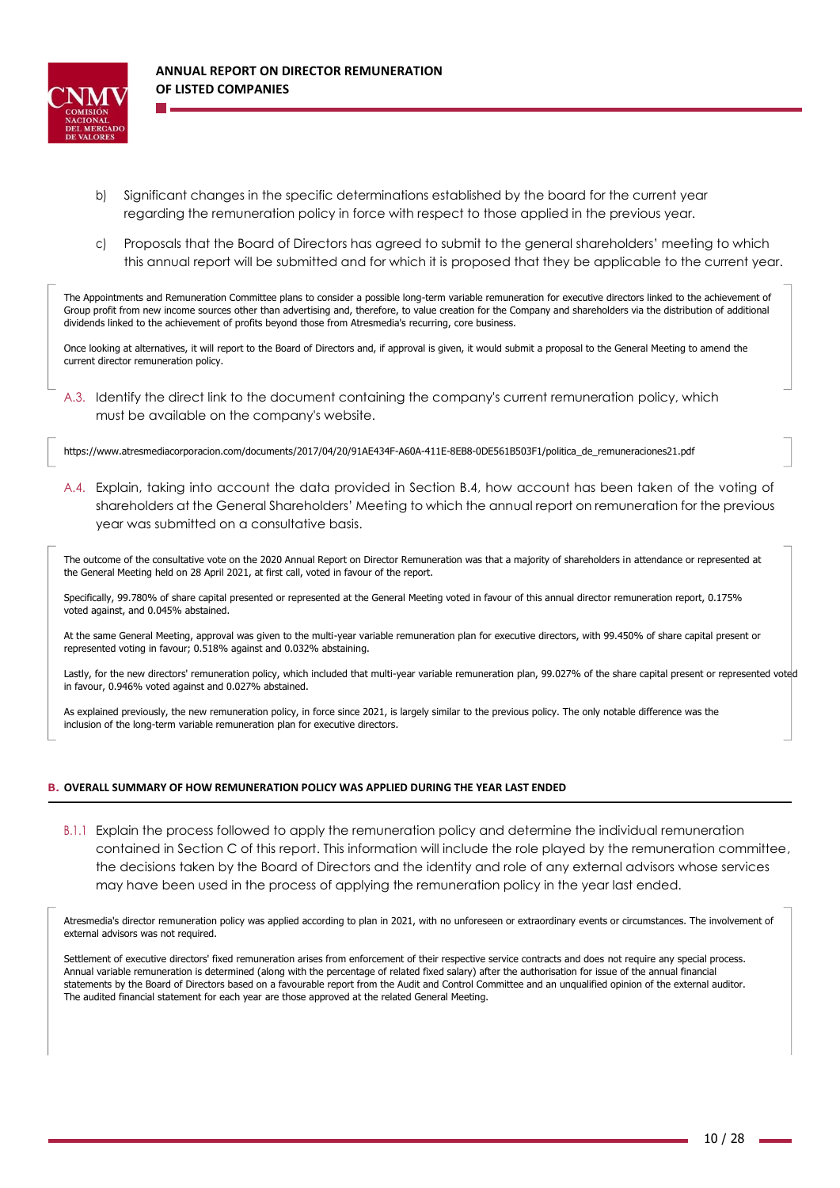b) Significant changes in the specific determinations established by the board for the current year regarding the remuneration policy in force with respect to those applied in the previous year.

c) Proposals that the Board of Directors has agreed to submit to the general shareholders' meeting to which this annual report will be submitted and for which it is proposed that they be applicable to the current year.

The Appointments and Remuneration Committee plans to consider a possible long-term variable remuneration for executive directors linked to the achievement of Group profit from new income sources other than advertising and, therefore, to value creation for the Company and shareholders via the distribution of additional dividends linked to the achievement of profits beyond those from Atresmedia's recurring, core business.

Once looking at alternatives, it will report to the Board of Directors and, if approval is given, it would submit a proposal to the General Meeting to amend the current director remuneration policy.

A.3. Identify the direct link to the document containing the company's current remuneration policy, which must be available on the company's website.

https://www.atresmediacorporacion.com/documents/2017/04/20/91AE434F-A60A-411E-8EB8-0DE561B503F1/politica_de_remuneraciones21.pdf

A.4. Explain, taking into account the data provided in Section B.4, how account has been taken of the voting of shareholders at the General Shareholders' Meeting to which the annual report on remuneration for the previous year was submitted on a consultative basis.

The outcome of the consultative vote on the 2020 Annual Report on Director Remuneration was that a majority of shareholders in attendance or represented at the General Meeting held on 28 April 2021, at first call, voted in favour of the report.

Specifically, 99.780% of share capital presented or represented at the General Meeting voted in favour of this annual director remuneration report, 0.175% voted against, and 0.045% abstained.

At the same General Meeting, approval was given to the multi-year variable remuneration plan for executive directors, with 99.450% of share capital present or represented voting in favour; 0.518% against and 0.032% abstaining.

Lastly, for the new directors' remuneration policy, which included that multi-year variable remuneration plan, 99.027% of the share capital present or represented voted in favour, 0.946% voted against and 0.027% abstained.

As explained previously, the new remuneration policy, in force since 2021, is largely similar to the previous policy. The only notable difference was the inclusion of the long-term variable remuneration plan for executive directors.

## B. OVERALL SUMMARY OF HOW REMUNERATION POLICY WAS APPLIED DURING THE YEAR LAST ENDED

B.1.1 Explain the process followed to apply the remuneration policy and determine the individual remuneration contained in Section C of this report. This information will include the role played by the remuneration committee, the decisions taken by the Board of Directors and the identity and role of any external advisors whose services may have been used in the process of applying the remuneration policy in the year last ended.

Atresmedia's director remuneration policy was applied according to plan in 2021, with no unforeseen or extraordinary events or circumstances. The involvement of external advisors was not required.

Settlement of executive directors' fixed remuneration arises from enforcement of their respective service contracts and does not require any special process. Annual variable remuneration is determined (along with the percentage of related fixed salary) after the authorisation for issue of the annual financial statements by the Board of Directors based on a favourable report from the Audit and Control Committee and an unqualified opinion of the external auditor. The audited financial statement for each year are those approved at the related General Meeting.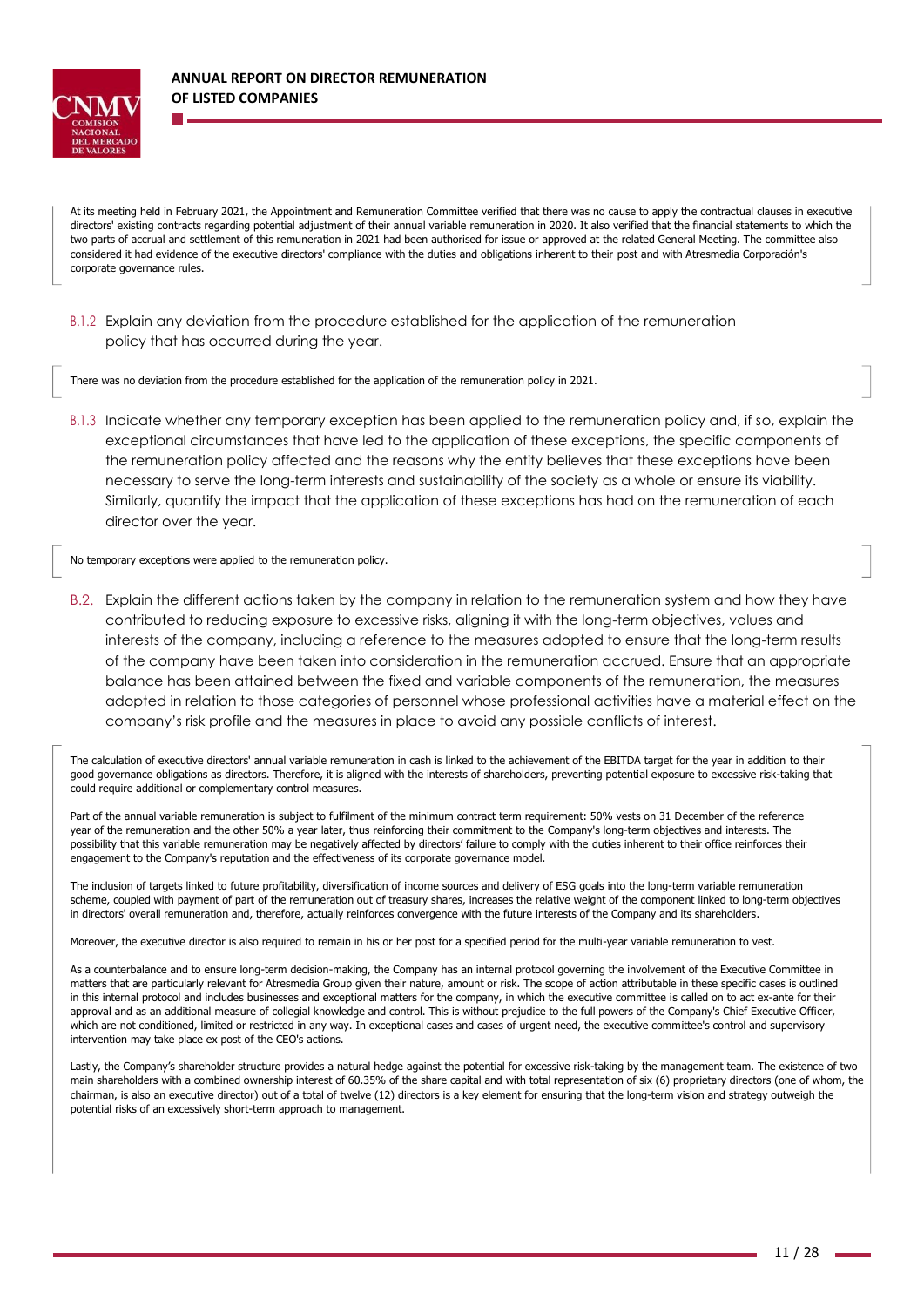At its meeting held in February 2021, the Appointment and Remuneration Committee verified that there was no cause to apply the contractual clauses in executive directors' existing contracts regarding potential adjustment of their annual variable remuneration in 2020. It also verified that the financial statements to which the two parts of accrual and settlement of this remuneration in 2021 had been authorised for issue or approved at the related General Meeting. The committee also considered it had evidence of the executive directors' compliance with the duties and obligations inherent to their post and with Atresmedia Corporación's corporate governance rules.

B.1.2 Explain any deviation from the procedure established for the application of the remuneration policy that has occurred during the year.

There was no deviation from the procedure established for the application of the remuneration policy in 2021.

B.1.3 Indicate whether any temporary exception has been applied to the remuneration policy and, if so, explain the exceptional circumstances that have led to the application of these exceptions, the specific components of the remuneration policy affected and the reasons why the entity believes that these exceptions have been necessary to serve the long-term interests and sustainability of the society as a whole or ensure its viability. Similarly, quantify the impact that the application of these exceptions has had on the remuneration of each director over the year.

No temporary exceptions were applied to the remuneration policy.

B.2. Explain the different actions taken by the company in relation to the remuneration system and how they have contributed to reducing exposure to excessive risks, aligning it with the long-term objectives, values and interests of the company, including a reference to the measures adopted to ensure that the long-term results of the company have been taken into consideration in the remuneration accrued. Ensure that an appropriate balance has been attained between the fixed and variable components of the remuneration, the measures adopted in relation to those categories of personnel whose professional activities have a material effect on the company's risk profile and the measures in place to avoid any possible conflicts of interest.

The calculation of executive directors' annual variable remuneration in cash is linked to the achievement of the EBITDA target for the year in addition to their good governance obligations as directors. Therefore, it is aligned with the interests of shareholders, preventing potential exposure to excessive risk-taking that could require additional or complementary control measures.

Part of the annual variable remuneration is subject to fulfilment of the minimum contract term requirement: 50% vests on 31 December of the reference year of the remuneration and the other 50% a year later, thus reinforcing their commitment to the Company's long-term objectives and interests. The possibility that this variable remuneration may be negatively affected by directors' failure to comply with the duties inherent to their office reinforces their engagement to the Company's reputation and the effectiveness of its corporate governance model.

The inclusion of targets linked to future profitability, diversification of income sources and delivery of ESG goals into the long-term variable remuneration scheme, coupled with payment of part of the remuneration out of treasury shares, increases the relative weight of the component linked to long-term objectives in directors' overall remuneration and, therefore, actually reinforces convergence with the future interests of the Company and its shareholders.

Moreover, the executive director is also required to remain in his or her post for a specified period for the multi-year variable remuneration to vest.

As a counterbalance and to ensure long-term decision-making, the Company has an internal protocol governing the involvement of the Executive Committee in matters that are particularly relevant for Atresmedia Group given their nature, amount or risk. The scope of action attributable in these specific cases is outlined in this internal protocol and includes businesses and exceptional matters for the company, in which the executive committee is called on to act ex-ante for their approval and as an additional measure of collegial knowledge and control. This is without prejudice to the full powers of the Company's Chief Executive Officer, which are not conditioned, limited or restricted in any way. In exceptional cases and cases of urgent need, the executive committee's control and supervisory intervention may take place ex post of the CEO's actions.

Lastly, the Company's shareholder structure provides a natural hedge against the potential for excessive risk-taking by the management team. The existence of two main shareholders with a combined ownership interest of 60.35% of the share capital and with total representation of six (6) proprietary directors (one of whom, the chairman, is also an executive director) out of a total of twelve (12) directors is a key element for ensuring that the long-term vision and strategy outweigh the potential risks of an excessively short-term approach to management.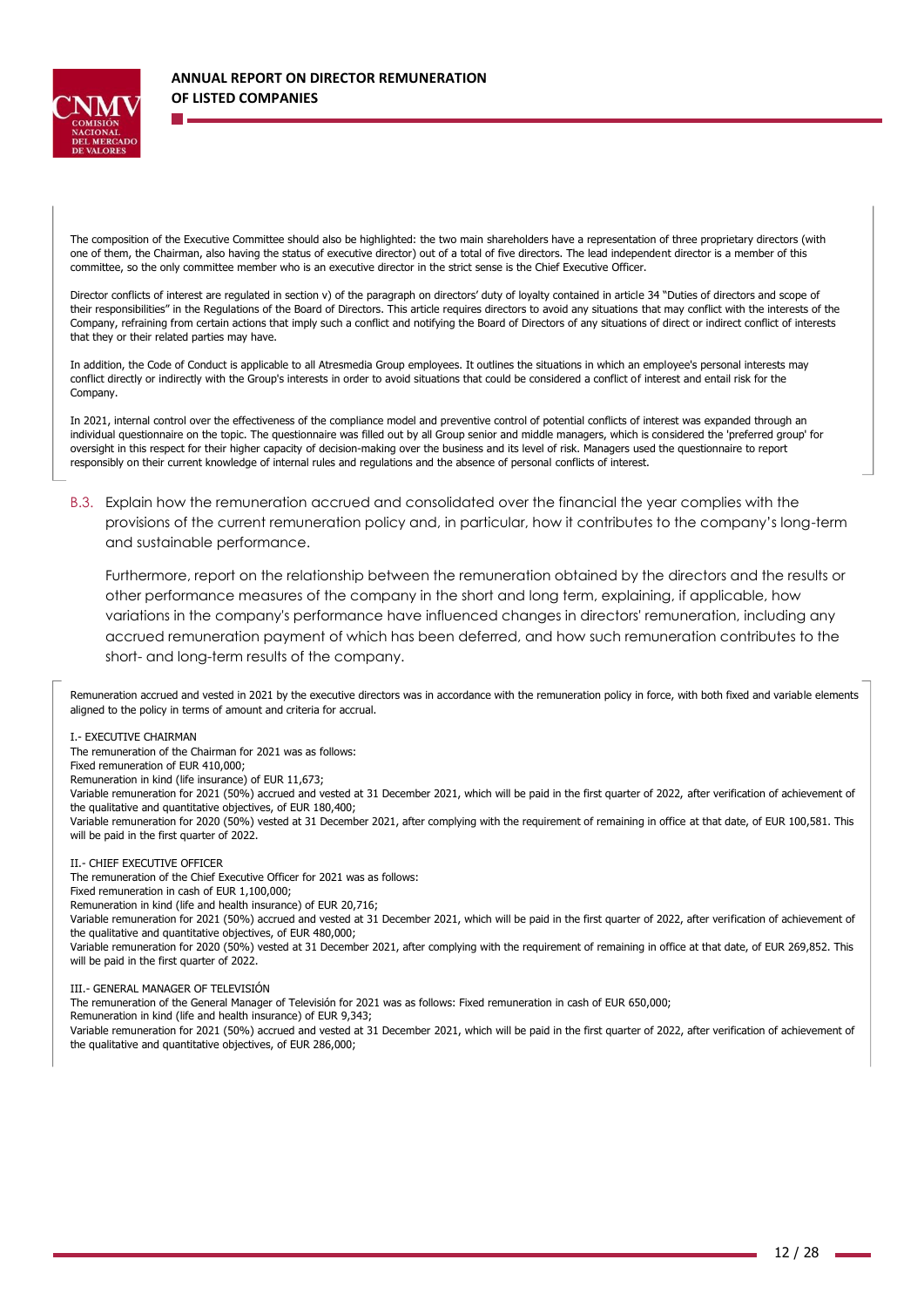The composition of the Executive Committee should also be highlighted: the two main shareholders have a representation of three proprietary directors (with one of them, the Chairman, also having the status of executive director) out of a total of five directors. The lead independent director is a member of this committee, so the only committee member who is an executive director in the strict sense is the Chief Executive Officer.

Director conflicts of interest are regulated in section v) of the paragraph on directors' duty of loyalty contained in article 34 "Duties of directors and scope of their responsibilities" in the Regulations of the Board of Directors. This article requires directors to avoid any situations that may conflict with the interests of the Company, refraining from certain actions that imply such a conflict and notifying the Board of Directors of any situations of direct or indirect conflict of interests that they or their related parties may have.

In addition, the Code of Conduct is applicable to all Atresmedia Group employees. It outlines the situations in which an employee's personal interests may conflict directly or indirectly with the Group's interests in order to avoid situations that could be considered a conflict of interest and entail risk for the Company.

In 2021, internal control over the effectiveness of the compliance model and preventive control of potential conflicts of interest was expanded through an individual questionnaire on the topic. The questionnaire was filled out by all Group senior and middle managers, which is considered the 'preferred group' for oversight in this respect for their higher capacity of decision-making over the business and its level of risk. Managers used the questionnaire to report responsibly on their current knowledge of internal rules and regulations and the absence of personal conflicts of interest.

B.3. Explain how the remuneration accrued and consolidated over the financial the year complies with the provisions of the current remuneration policy and, in particular, how it contributes to the company's long-term and sustainable performance.

Furthermore, report on the relationship between the remuneration obtained by the directors and the results or other performance measures of the company in the short and long term, explaining, if applicable, how variations in the company's performance have influenced changes in directors' remuneration, including any accrued remuneration payment of which has been deferred, and how such remuneration contributes to the short- and long-term results of the company.

Remuneration accrued and vested in 2021 by the executive directors was in accordance with the remuneration policy in force, with both fixed and variable elements aligned to the policy in terms of amount and criteria for accrual.

I.- EXECUTIVE CHAIRMAN
The remuneration of the Chairman for 2021 was as follows:
Fixed remuneration of EUR 410,000;
Remuneration in kind (life insurance) of EUR 11,673;
Variable remuneration for 2021 (50%) accrued and vested at 31 December 2021, which will be paid in the first quarter of 2022, after verification of achievement of the qualitative and quantitative objectives, of EUR 180,400;
Variable remuneration for 2020 (50%) vested at 31 December 2021, after complying with the requirement of remaining in office at that date, of EUR 100,581. This will be paid in the first quarter of 2022.

II.- CHIEF EXECUTIVE OFFICER
The remuneration of the Chief Executive Officer for 2021 was as follows:
Fixed remuneration in cash of EUR 1,100,000;
Remuneration in kind (life and health insurance) of EUR 20,716;
Variable remuneration for 2021 (50%) accrued and vested at 31 December 2021, which will be paid in the first quarter of 2022, after verification of achievement of the qualitative and quantitative objectives, of EUR 480,000;
Variable remuneration for 2020 (50%) vested at 31 December 2021, after complying with the requirement of remaining in office at that date, of EUR 269,852. This will be paid in the first quarter of 2022.

III.- GENERAL MANAGER OF TELEVISIÓN
The remuneration of the General Manager of Televisión for 2021 was as follows: Fixed remuneration in cash of EUR 650,000;
Remuneration in kind (life and health insurance) of EUR 9,343;
Variable remuneration for 2021 (50%) accrued and vested at 31 December 2021, which will be paid in the first quarter of 2022, after verification of achievement of the qualitative and quantitative objectives, of EUR 286,000;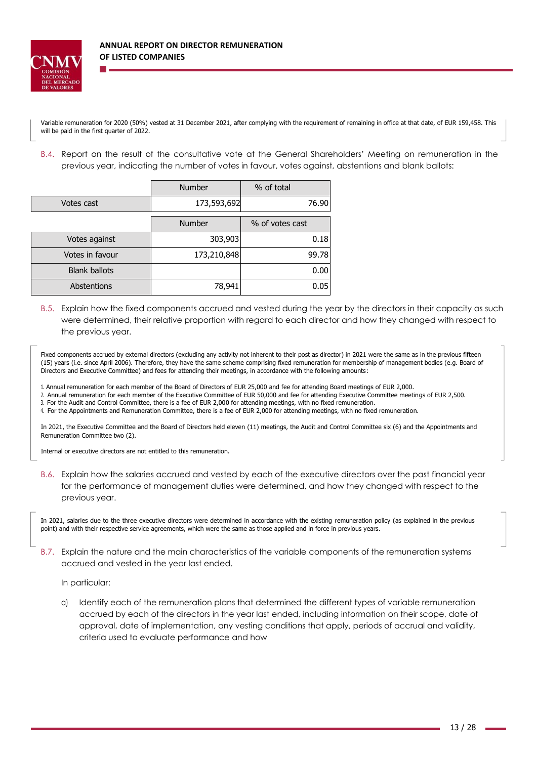Variable remuneration for 2020 (50%) vested at 31 December 2021, after complying with the requirement of remaining in office at that date, of EUR 159,458. This will be paid in the first quarter of 2022.

B.4. Report on the result of the consultative vote at the General Shareholders' Meeting on remuneration in the previous year, indicating the number of votes in favour, votes against, abstentions and blank ballots:

| | Number | % of total |
|---|---|---|
| Votes cast | 173,593,692 | 76.90 |

| | Number | % of votes cast |
|---|---|---|
| Votes against | 303,903 | 0.18 |
| Votes in favour | 173,210,848 | 99.78 |
| Blank ballots | | 0.00 |
| Abstentions | 78,941 | 0.05 |

B.5. Explain how the fixed components accrued and vested during the year by the directors in their capacity as such were determined, their relative proportion with regard to each director and how they changed with respect to the previous year.

Fixed components accrued by external directors (excluding any activity not inherent to their post as director) in 2021 were the same as in the previous fifteen (15) years (i.e. since April 2006). Therefore, they have the same scheme comprising fixed remuneration for membership of management bodies (e.g. Board of Directors and Executive Committee) and fees for attending their meetings, in accordance with the following amounts:

1. Annual remuneration for each member of the Board of Directors of EUR 25,000 and fee for attending Board meetings of EUR 2,000.
2. Annual remuneration for each member of the Executive Committee of EUR 50,000 and fee for attending Executive Committee meetings of EUR 2,500.
3. For the Audit and Control Committee, there is a fee of EUR 2,000 for attending meetings, with no fixed remuneration.
4. For the Appointments and Remuneration Committee, there is a fee of EUR 2,000 for attending meetings, with no fixed remuneration.

In 2021, the Executive Committee and the Board of Directors held eleven (11) meetings, the Audit and Control Committee six (6) and the Appointments and Remuneration Committee two (2).

Internal or executive directors are not entitled to this remuneration.

B.6. Explain how the salaries accrued and vested by each of the executive directors over the past financial year for the performance of management duties were determined, and how they changed with respect to the previous year.

In 2021, salaries due to the three executive directors were determined in accordance with the existing remuneration policy (as explained in the previous point) and with their respective service agreements, which were the same as those applied and in force in previous years.

B.7. Explain the nature and the main characteristics of the variable components of the remuneration systems accrued and vested in the year last ended.

In particular:

a) Identify each of the remuneration plans that determined the different types of variable remuneration accrued by each of the directors in the year last ended, including information on their scope, date of approval, date of implementation, any vesting conditions that apply, periods of accrual and validity, criteria used to evaluate performance and how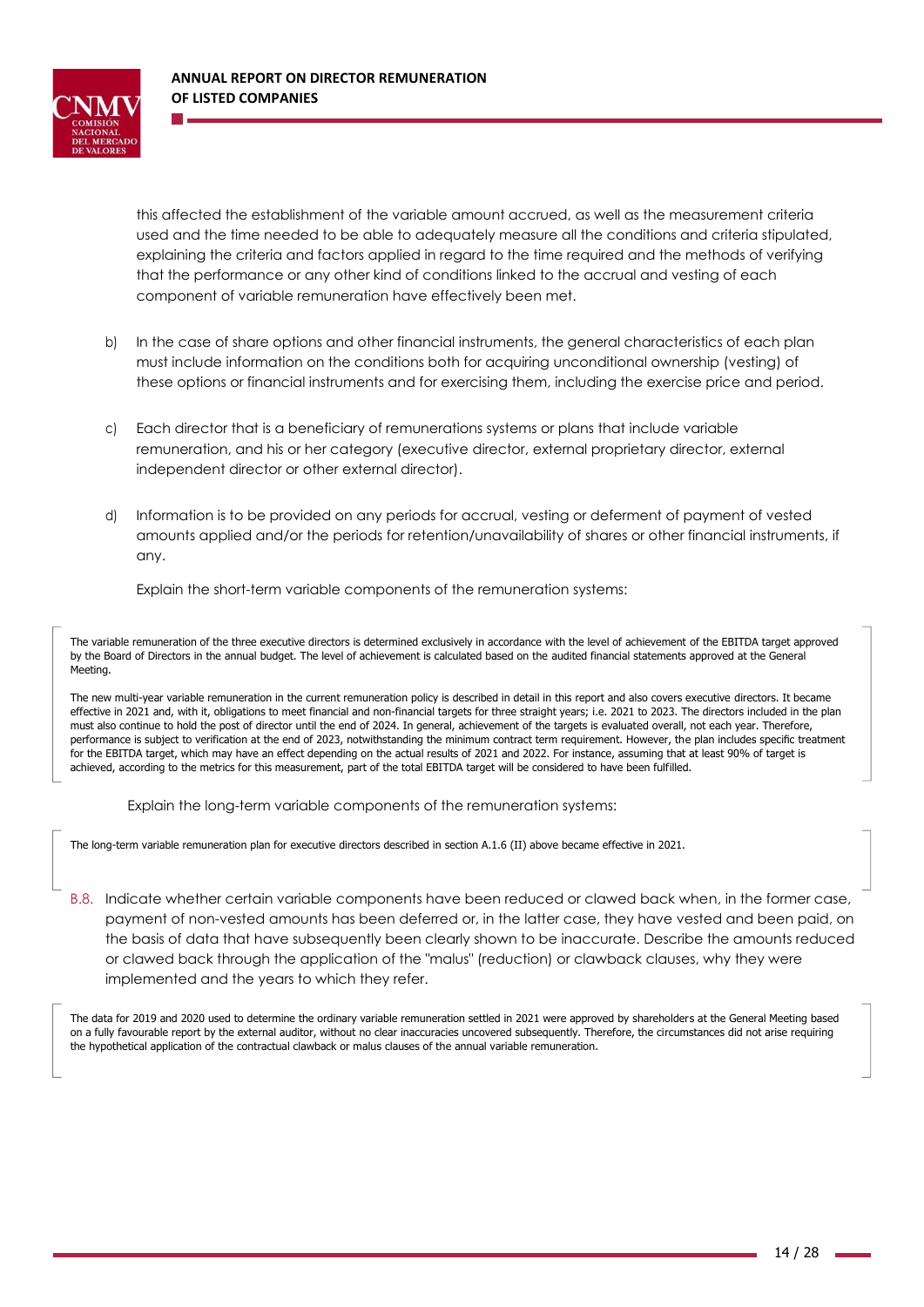this affected the establishment of the variable amount accrued, as well as the measurement criteria used and the time needed to be able to adequately measure all the conditions and criteria stipulated, explaining the criteria and factors applied in regard to the time required and the methods of verifying that the performance or any other kind of conditions linked to the accrual and vesting of each component of variable remuneration have effectively been met.

b) In the case of share options and other financial instruments, the general characteristics of each plan must include information on the conditions both for acquiring unconditional ownership (vesting) of these options or financial instruments and for exercising them, including the exercise price and period.

c) Each director that is a beneficiary of remunerations systems or plans that include variable remuneration, and his or her category (executive director, external proprietary director, external independent director or other external director).

d) Information is to be provided on any periods for accrual, vesting or deferment of payment of vested amounts applied and/or the periods for retention/unavailability of shares or other financial instruments, if any.

Explain the short-term variable components of the remuneration systems:

The variable remuneration of the three executive directors is determined exclusively in accordance with the level of achievement of the EBITDA target approved by the Board of Directors in the annual budget. The level of achievement is calculated based on the audited financial statements approved at the General Meeting.

The new multi-year variable remuneration in the current remuneration policy is described in detail in this report and also covers executive directors. It became effective in 2021 and, with it, obligations to meet financial and non-financial targets for three straight years; i.e. 2021 to 2023. The directors included in the plan must also continue to hold the post of director until the end of 2024. In general, achievement of the targets is evaluated overall, not each year. Therefore, performance is subject to verification at the end of 2023, notwithstanding the minimum contract term requirement. However, the plan includes specific treatment for the EBITDA target, which may have an effect depending on the actual results of 2021 and 2022. For instance, assuming that at least 90% of target is achieved, according to the metrics for this measurement, part of the total EBITDA target will be considered to have been fulfilled.

Explain the long-term variable components of the remuneration systems:

The long-term variable remuneration plan for executive directors described in section A.1.6 (II) above became effective in 2021.

B.8. Indicate whether certain variable components have been reduced or clawed back when, in the former case, payment of non-vested amounts has been deferred or, in the latter case, they have vested and been paid, on the basis of data that have subsequently been clearly shown to be inaccurate. Describe the amounts reduced or clawed back through the application of the "malus" (reduction) or clawback clauses, why they were implemented and the years to which they refer.

The data for 2019 and 2020 used to determine the ordinary variable remuneration settled in 2021 were approved by shareholders at the General Meeting based on a fully favourable report by the external auditor, without no clear inaccuracies uncovered subsequently. Therefore, the circumstances did not arise requiring the hypothetical application of the contractual clawback or malus clauses of the annual variable remuneration.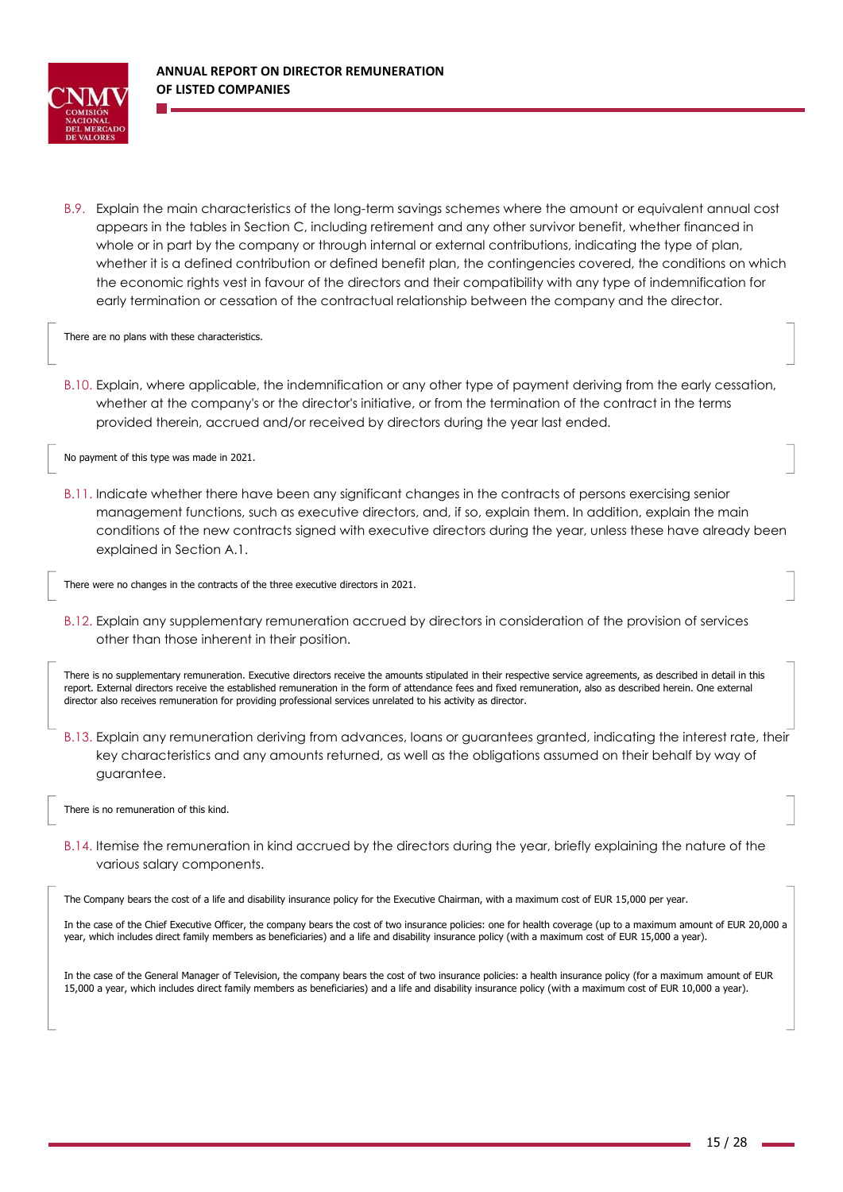B.9. Explain the main characteristics of the long-term savings schemes where the amount or equivalent annual cost appears in the tables in Section C, including retirement and any other survivor benefit, whether financed in whole or in part by the company or through internal or external contributions, indicating the type of plan, whether it is a defined contribution or defined benefit plan, the contingencies covered, the conditions on which the economic rights vest in favour of the directors and their compatibility with any type of indemnification for early termination or cessation of the contractual relationship between the company and the director.

There are no plans with these characteristics.

B.10. Explain, where applicable, the indemnification or any other type of payment deriving from the early cessation, whether at the company's or the director's initiative, or from the termination of the contract in the terms provided therein, accrued and/or received by directors during the year last ended.

No payment of this type was made in 2021.

B.11. Indicate whether there have been any significant changes in the contracts of persons exercising senior management functions, such as executive directors, and, if so, explain them. In addition, explain the main conditions of the new contracts signed with executive directors during the year, unless these have already been explained in Section A.1.

There were no changes in the contracts of the three executive directors in 2021.

B.12. Explain any supplementary remuneration accrued by directors in consideration of the provision of services other than those inherent in their position.

There is no supplementary remuneration. Executive directors receive the amounts stipulated in their respective service agreements, as described in detail in this report. External directors receive the established remuneration in the form of attendance fees and fixed remuneration, also as described herein. One external director also receives remuneration for providing professional services unrelated to his activity as director.

B.13. Explain any remuneration deriving from advances, loans or guarantees granted, indicating the interest rate, their key characteristics and any amounts returned, as well as the obligations assumed on their behalf by way of guarantee.

There is no remuneration of this kind.

B.14. Itemise the remuneration in kind accrued by the directors during the year, briefly explaining the nature of the various salary components.

The Company bears the cost of a life and disability insurance policy for the Executive Chairman, with a maximum cost of EUR 15,000 per year.

In the case of the Chief Executive Officer, the company bears the cost of two insurance policies: one for health coverage (up to a maximum amount of EUR 20,000 a year, which includes direct family members as beneficiaries) and a life and disability insurance policy (with a maximum cost of EUR 15,000 a year).

In the case of the General Manager of Television, the company bears the cost of two insurance policies: a health insurance policy (for a maximum amount of EUR 15,000 a year, which includes direct family members as beneficiaries) and a life and disability insurance policy (with a maximum cost of EUR 10,000 a year).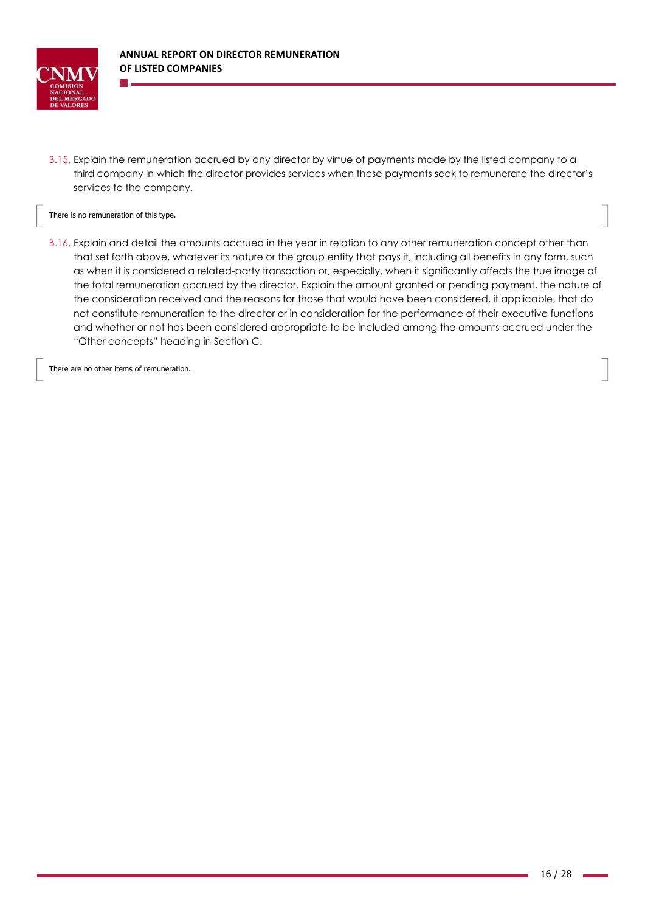B.15. Explain the remuneration accrued by any director by virtue of payments made by the listed company to a third company in which the director provides services when these payments seek to remunerate the director's services to the company.

There is no remuneration of this type.

B.16. Explain and detail the amounts accrued in the year in relation to any other remuneration concept other than that set forth above, whatever its nature or the group entity that pays it, including all benefits in any form, such as when it is considered a related-party transaction or, especially, when it significantly affects the true image of the total remuneration accrued by the director. Explain the amount granted or pending payment, the nature of the consideration received and the reasons for those that would have been considered, if applicable, that do not constitute remuneration to the director or in consideration for the performance of their executive functions and whether or not has been considered appropriate to be included among the amounts accrued under the "Other concepts" heading in Section C.

There are no other items of remuneration.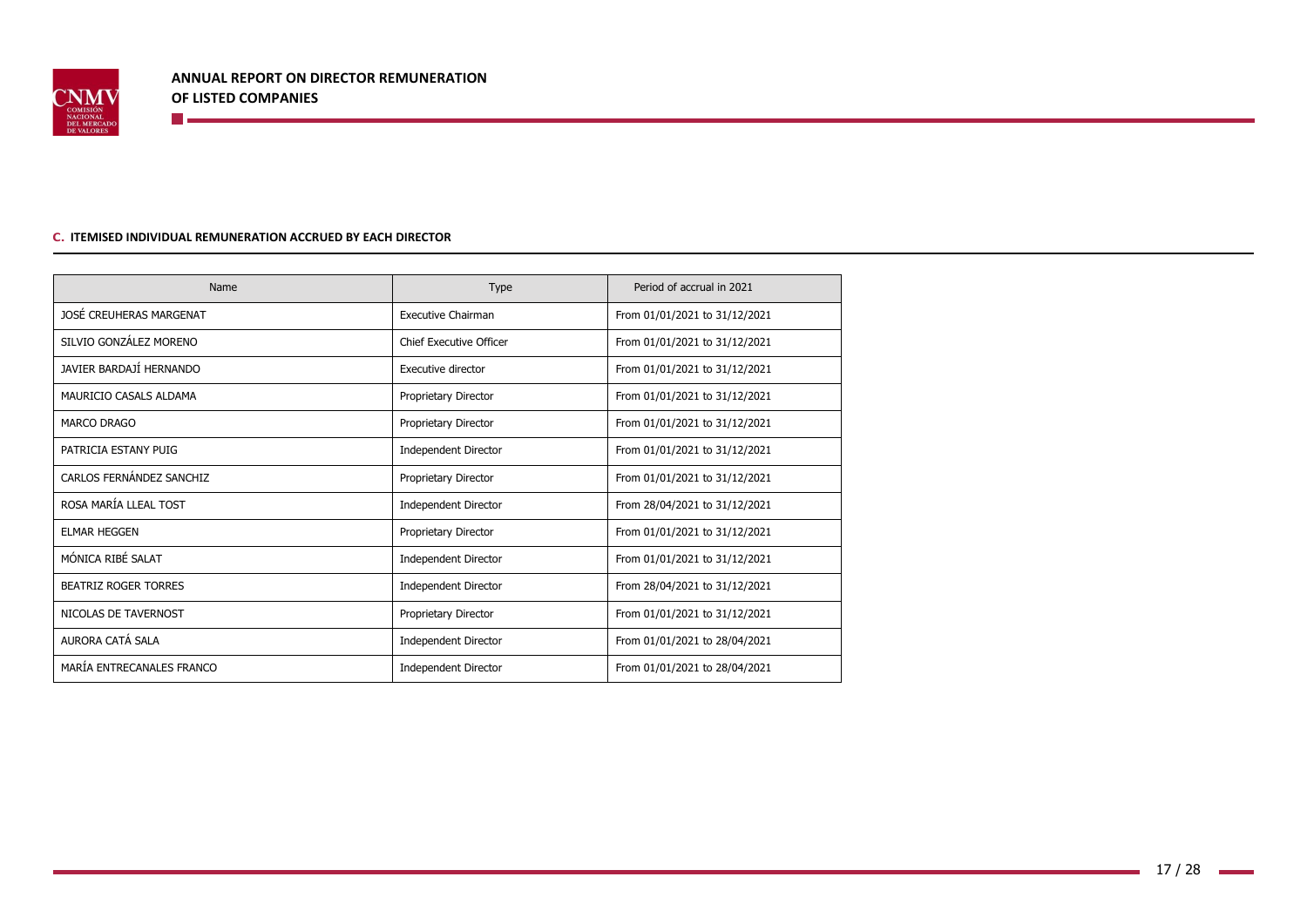## C. ITEMISED INDIVIDUAL REMUNERATION ACCRUED BY EACH DIRECTOR

| Name | Type | Period of accrual in 2021 |
|---|---|---|
| JOSÉ CREUHERAS MARGENAT | Executive Chairman | From 01/01/2021 to 31/12/2021 |
| SILVIO GONZÁLEZ MORENO | Chief Executive Officer | From 01/01/2021 to 31/12/2021 |
| JAVIER BARDAJÍ HERNANDO | Executive director | From 01/01/2021 to 31/12/2021 |
| MAURICIO CASALS ALDAMA | Proprietary Director | From 01/01/2021 to 31/12/2021 |
| MARCO DRAGO | Proprietary Director | From 01/01/2021 to 31/12/2021 |
| PATRICIA ESTANY PUIG | Independent Director | From 01/01/2021 to 31/12/2021 |
| CARLOS FERNÁNDEZ SANCHIZ | Proprietary Director | From 01/01/2021 to 31/12/2021 |
| ROSA MARÍA LLEAL TOST | Independent Director | From 28/04/2021 to 31/12/2021 |
| ELMAR HEGGEN | Proprietary Director | From 01/01/2021 to 31/12/2021 |
| MÓNICA RIBÉ SALAT | Independent Director | From 01/01/2021 to 31/12/2021 |
| BEATRIZ ROGER TORRES | Independent Director | From 28/04/2021 to 31/12/2021 |
| NICOLAS DE TAVERNOST | Proprietary Director | From 01/01/2021 to 31/12/2021 |
| AURORA CATÁ SALA | Independent Director | From 01/01/2021 to 28/04/2021 |
| MARÍA ENTRECANALES FRANCO | Independent Director | From 01/01/2021 to 28/04/2021 |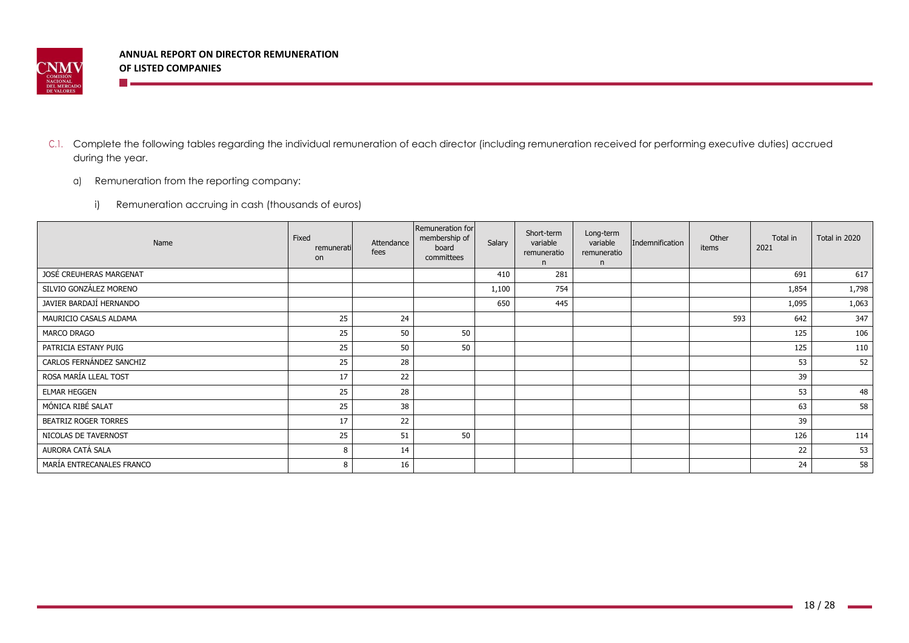C.1. Complete the following tables regarding the individual remuneration of each director (including remuneration received for performing executive duties) accrued during the year.

a) Remuneration from the reporting company:

i) Remuneration accruing in cash (thousands of euros)

| Name | Fixed remuneration | Attendance fees | Remuneration for membership of board committees | Salary | Short-term variable remuneration | Long-term variable remuneration | Indemnification | Other items | Total in 2021 | Total in 2020 |
|---|---|---|---|---|---|---|---|---|---|---|
| JOSÉ CREUHERAS MARGENAT | | | | 410 | 281 | | | | 691 | 617 |
| SILVIO GONZÁLEZ MORENO | | | | 1,100 | 754 | | | | 1,854 | 1,798 |
| JAVIER BARDAJÍ HERNANDO | | | | 650 | 445 | | | | 1,095 | 1,063 |
| MAURICIO CASALS ALDAMA | 25 | 24 | | | | | | 593 | 642 | 347 |
| MARCO DRAGO | 25 | 50 | 50 | | | | | | 125 | 106 |
| PATRICIA ESTANY PUIG | 25 | 50 | 50 | | | | | | 125 | 110 |
| CARLOS FERNÁNDEZ SANCHIZ | 25 | 28 | | | | | | | 53 | 52 |
| ROSA MARÍA LLEAL TOST | 17 | 22 | | | | | | | 39 | |
| ELMAR HEGGEN | 25 | 28 | | | | | | | 53 | 48 |
| MÓNICA RIBÉ SALAT | 25 | 38 | | | | | | | 63 | 58 |
| BEATRIZ ROGER TORRES | 17 | 22 | | | | | | | 39 | |
| NICOLAS DE TAVERNOST | 25 | 51 | 50 | | | | | | 126 | 114 |
| AURORA CATÁ SALA | 8 | 14 | | | | | | | 22 | 53 |
| MARÍA ENTRECANALES FRANCO | 8 | 16 | | | | | | | 24 | 58 |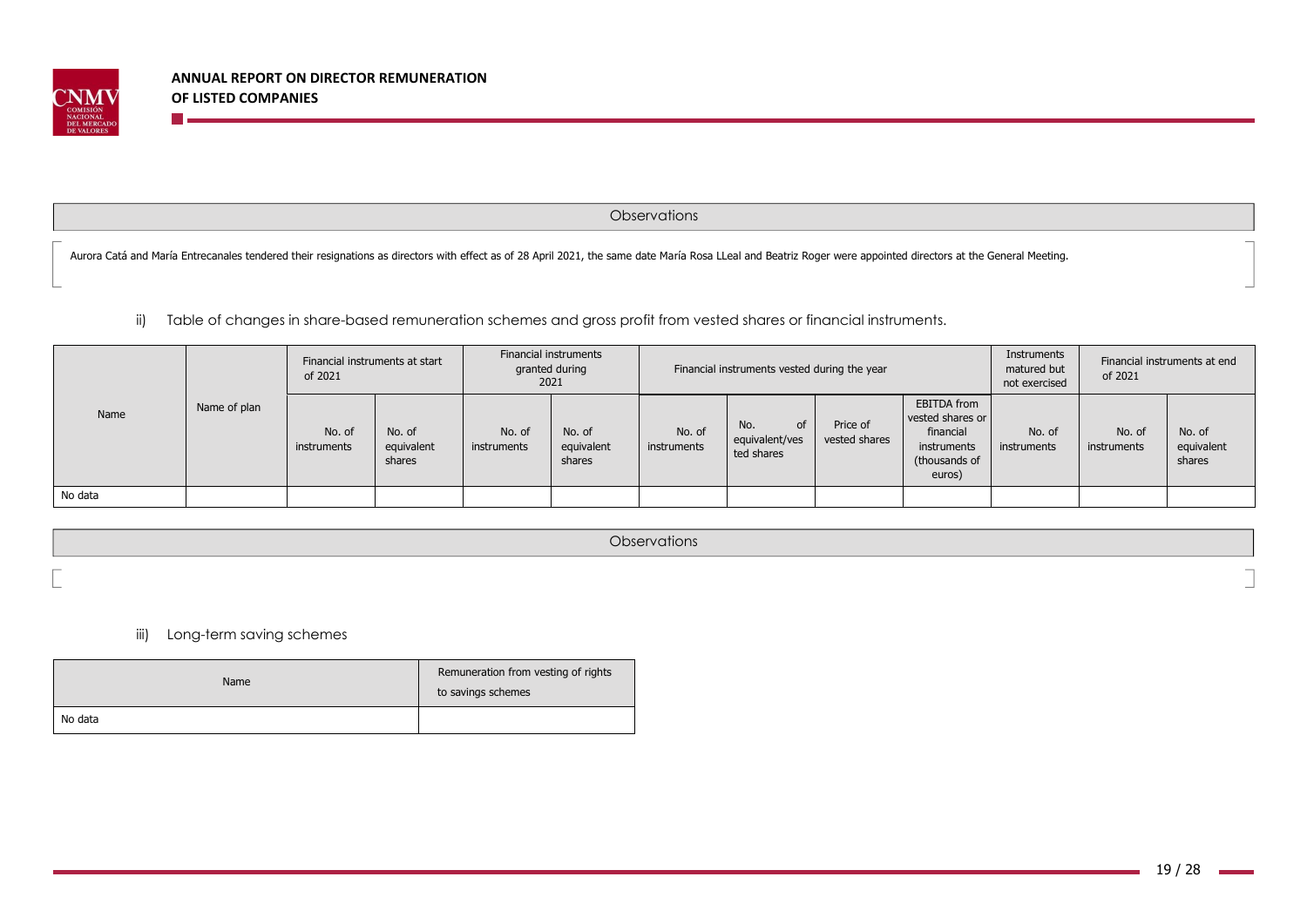| Observations |
|---|
| Aurora Catá and María Entrecanales tendered their resignations as directors with effect as of 28 April 2021, the same date María Rosa LLeal and Beatriz Roger were appointed directors at the General Meeting. |

ii) Table of changes in share-based remuneration schemes and gross profit from vested shares or financial instruments.

| Name | Name of plan | Financial instruments at start of 2021 | | Financial instruments granted during 2021 | | Financial instruments vested during the year | | | | Instruments matured but not exercised | Financial instruments at end of 2021 | |
|---|---|---|---|---|---|---|---|---|---|---|---|---|
| | | No. of instruments | No. of equivalent shares | No. of instruments | No. of equivalent shares | No. of instruments | No. of equivalent/vested shares | Price of vested shares | EBITDA from vested shares or financial instruments (thousands of euros) | No. of instruments | No. of instruments | No. of equivalent shares |
| No data | | | | | | | | | | | | |

| Observations |
|---|
| |

iii) Long-term saving schemes

| Name | Remuneration from vesting of rights to savings schemes |
|---|---|
| No data | |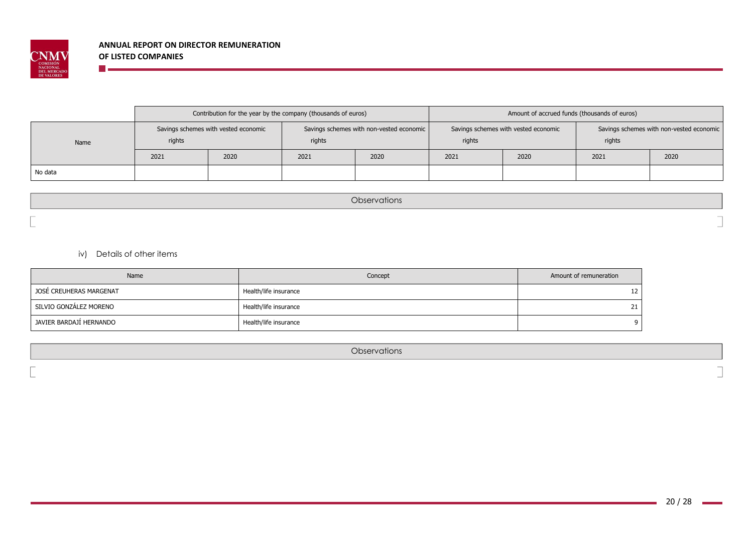| Name | Contribution for the year by the company (thousands of euros) | | | | Amount of accrued funds (thousands of euros) | | | |
|---|---|---|---|---|---|---|---|---|
| | Savings schemes with vested economic rights | | Savings schemes with non-vested economic rights | | Savings schemes with vested economic rights | | Savings schemes with non-vested economic rights | |
| | 2021 | 2020 | 2021 | 2020 | 2021 | 2020 | 2021 | 2020 |
| No data | | | | | | | | |

| Observations |
|---|
| |

iv) Details of other items

| Name | Concept | Amount of remuneration |
|---|---|---|
| JOSÉ CREUHERAS MARGENAT | Health/life insurance | 12 |
| SILVIO GONZÁLEZ MORENO | Health/life insurance | 21 |
| JAVIER BARDAJÍ HERNANDO | Health/life insurance | 9 |

| Observations |
|---|
| |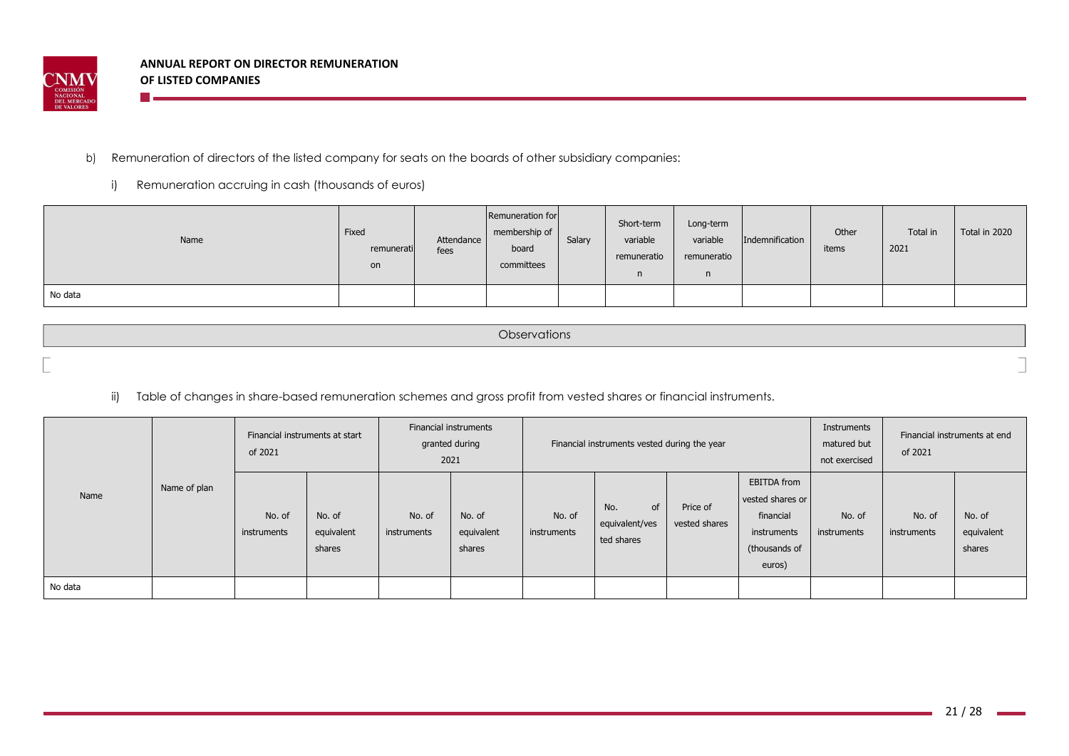b) Remuneration of directors of the listed company for seats on the boards of other subsidiary companies:

i) Remuneration accruing in cash (thousands of euros)

| Name | Fixed remuneration | Attendance fees | Remuneration for membership of board committees | Salary | Short-term variable remuneration | Long-term variable remuneration | Indemnification | Other items | Total in 2021 | Total in 2020 |
|---|---|---|---|---|---|---|---|---|---|---|
| No data | | | | | | | | | | |

| Observations |
|---|
| |

ii) Table of changes in share-based remuneration schemes and gross profit from vested shares or financial instruments.

| Name | Name of plan | Financial instruments at start of 2021 | | Financial instruments granted during 2021 | | Financial instruments vested during the year | | | | Instruments matured but not exercised | Financial instruments at end of 2021 | |
|---|---|---|---|---|---|---|---|---|---|---|---|---|
| | | No. of instruments | No. of equivalent shares | No. of instruments | No. of equivalent shares | No. of instruments | No. of equivalent/vested shares | Price of vested shares | EBITDA from vested shares or financial instruments (thousands of euros) | No. of instruments | No. of instruments | No. of equivalent shares |
| No data | | | | | | | | | | | | |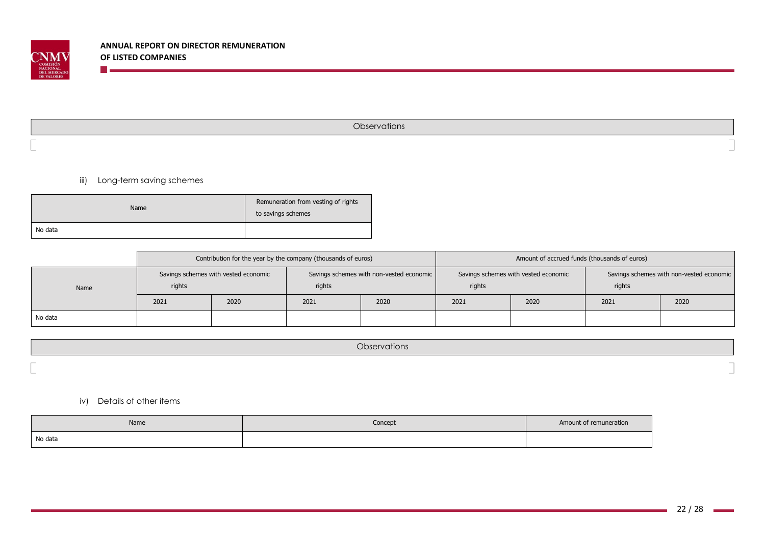| Observations |
|---|
| |

iii) Long-term saving schemes

| Name | Remuneration from vesting of rights to savings schemes |
|---|---|
| No data | |

| Name | Contribution for the year by the company (thousands of euros) | | | | Amount of accrued funds (thousands of euros) | | | |
|---|---|---|---|---|---|---|---|---|
| | Savings schemes with vested economic rights | | Savings schemes with non-vested economic rights | | Savings schemes with vested economic rights | | Savings schemes with non-vested economic rights | |
| | 2021 | 2020 | 2021 | 2020 | 2021 | 2020 | 2021 | 2020 |
| No data | | | | | | | | |

| Observations |
|---|
| |

iv) Details of other items

| Name | Concept | Amount of remuneration |
|---|---|---|
| No data | | |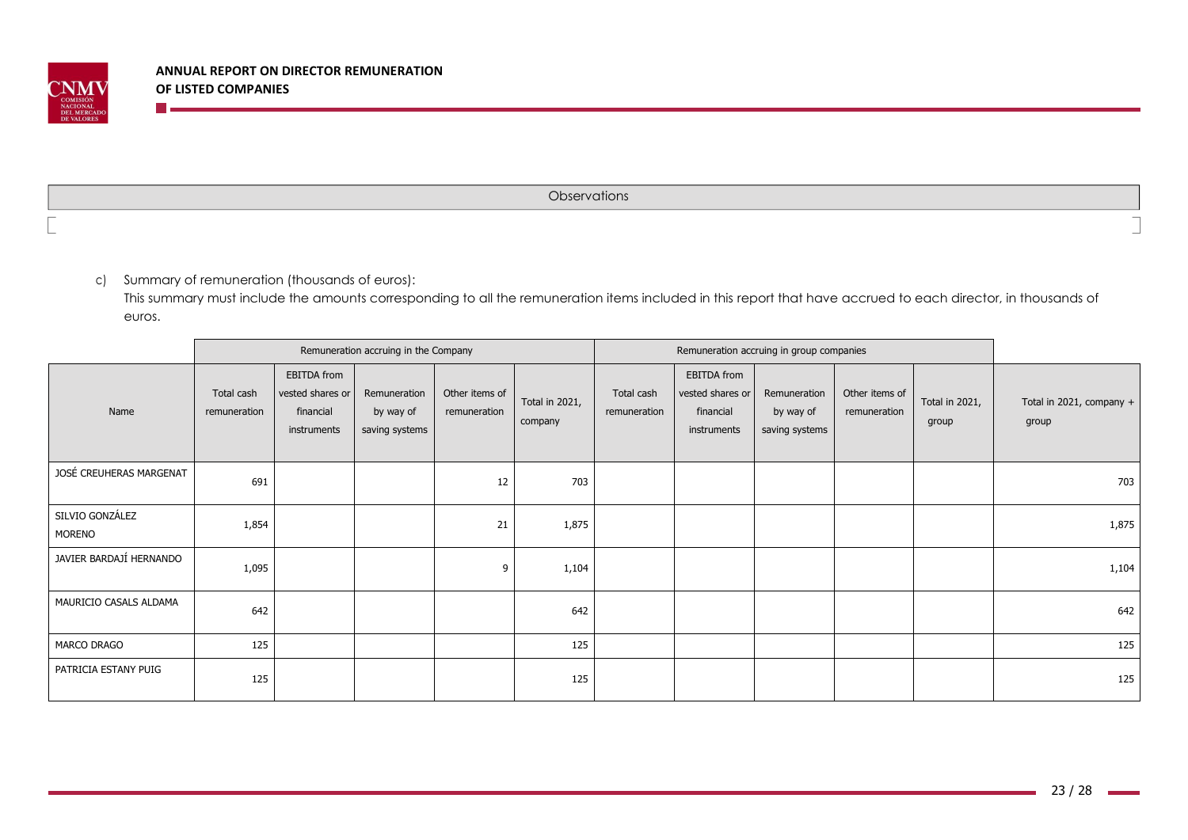| Observations |
|---|
| |

c) Summary of remuneration (thousands of euros):

This summary must include the amounts corresponding to all the remuneration items included in this report that have accrued to each director, in thousands of euros.

| | Remuneration accruing in the Company | | | | | Remuneration accruing in group companies | | | | | |
|---|---|---|---|---|---|---|---|---|---|---|---|
| Name | Total cash remuneration | EBITDA from vested shares or financial instruments | Remuneration by way of saving systems | Other items of remuneration | Total in 2021, company | Total cash remuneration | EBITDA from vested shares or financial instruments | Remuneration by way of saving systems | Other items of remuneration | Total in 2021, group | Total in 2021, company + group |
| JOSÉ CREUHERAS MARGENAT | 691 | | | 12 | 703 | | | | | | 703 |
| SILVIO GONZÁLEZ MORENO | 1,854 | | | 21 | 1,875 | | | | | | 1,875 |
| JAVIER BARDAJÍ HERNANDO | 1,095 | | | 9 | 1,104 | | | | | | 1,104 |
| MAURICIO CASALS ALDAMA | 642 | | | | 642 | | | | | | 642 |
| MARCO DRAGO | 125 | | | | 125 | | | | | | 125 |
| PATRICIA ESTANY PUIG | 125 | | | | 125 | | | | | | 125 |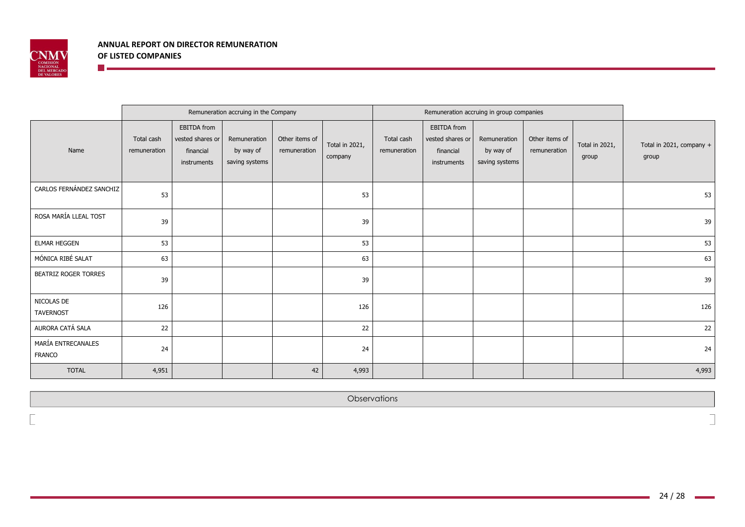| | Remuneration accruing in the Company | | | | | Remuneration accruing in group companies | | | | | |
|---|---|---|---|---|---|---|---|---|---|---|---|
| Name | Total cash remuneration | EBITDA from vested shares or financial instruments | Remuneration by way of saving systems | Other items of remuneration | Total in 2021, company | Total cash remuneration | EBITDA from vested shares or financial instruments | Remuneration by way of saving systems | Other items of remuneration | Total in 2021, group | Total in 2021, company + group |
| CARLOS FERNÁNDEZ SANCHIZ | 53 | | | | 53 | | | | | | 53 |
| ROSA MARÍA LLEAL TOST | 39 | | | | 39 | | | | | | 39 |
| ELMAR HEGGEN | 53 | | | | 53 | | | | | | 53 |
| MÓNICA RIBÉ SALAT | 63 | | | | 63 | | | | | | 63 |
| BEATRIZ ROGER TORRES | 39 | | | | 39 | | | | | | 39 |
| NICOLAS DE TAVERNOST | 126 | | | | 126 | | | | | | 126 |
| AURORA CATÁ SALA | 22 | | | | 22 | | | | | | 22 |
| MARÍA ENTRECANALES FRANCO | 24 | | | | 24 | | | | | | 24 |
| TOTAL | 4,951 | | | 42 | 4,993 | | | | | | 4,993 |

| Observations |
|---|
| |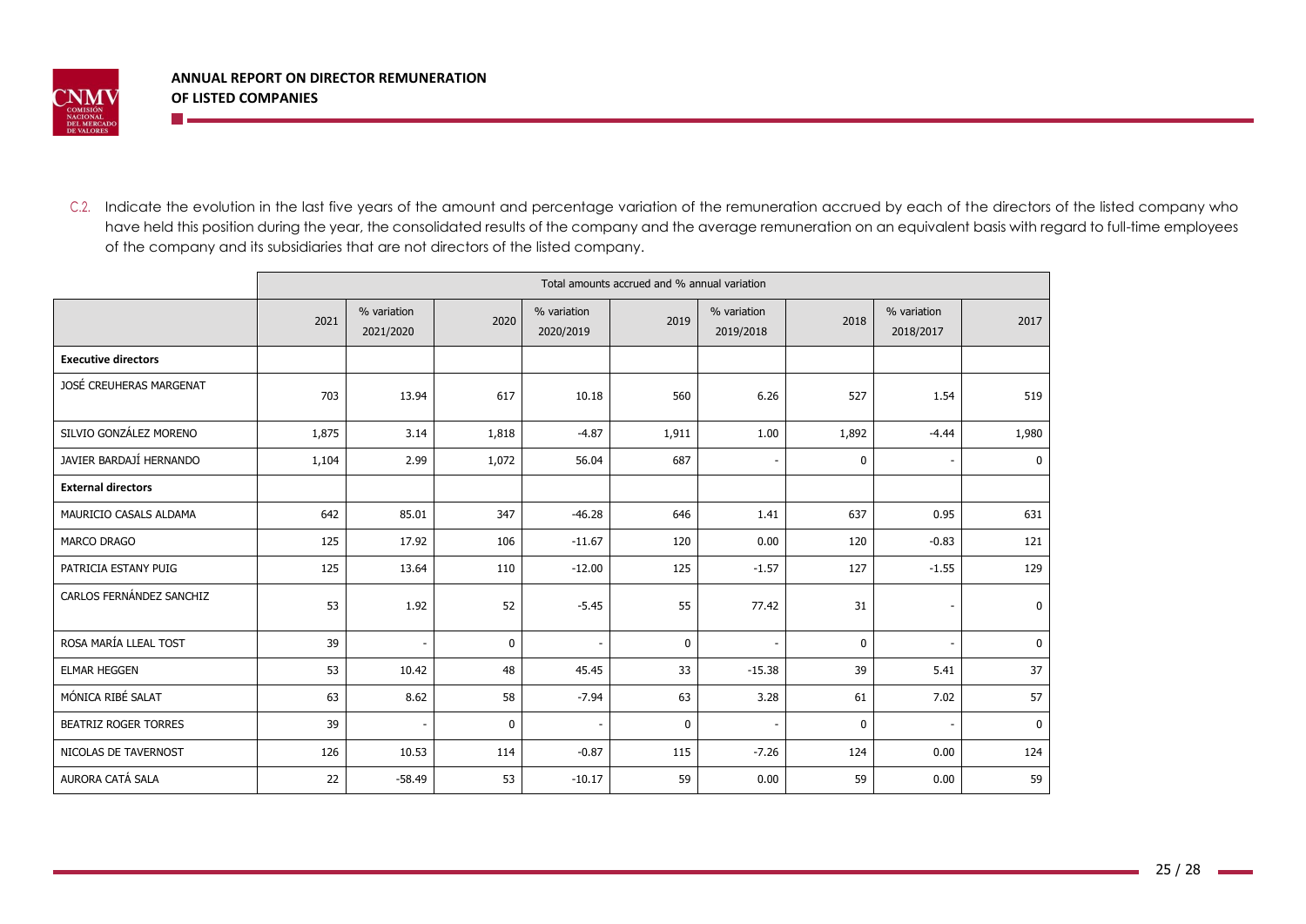C.2. Indicate the evolution in the last five years of the amount and percentage variation of the remuneration accrued by each of the directors of the listed company who have held this position during the year, the consolidated results of the company and the average remuneration on an equivalent basis with regard to full-time employees of the company and its subsidiaries that are not directors of the listed company.

| | Total amounts accrued and % annual variation | | | | | | | | |
|---|---|---|---|---|---|---|---|---|---|
| | 2021 | % variation 2021/2020 | 2020 | % variation 2020/2019 | 2019 | % variation 2019/2018 | 2018 | % variation 2018/2017 | 2017 |
| **Executive directors** | | | | | | | | | |
| JOSÉ CREUHERAS MARGENAT | 703 | 13.94 | 617 | 10.18 | 560 | 6.26 | 527 | 1.54 | 519 |
| SILVIO GONZÁLEZ MORENO | 1,875 | 3.14 | 1,818 | -4.87 | 1,911 | 1.00 | 1,892 | -4.44 | 1,980 |
| JAVIER BARDAJÍ HERNANDO | 1,104 | 2.99 | 1,072 | 56.04 | 687 | - | 0 | - | 0 |
| **External directors** | | | | | | | | | |
| MAURICIO CASALS ALDAMA | 642 | 85.01 | 347 | -46.28 | 646 | 1.41 | 637 | 0.95 | 631 |
| MARCO DRAGO | 125 | 17.92 | 106 | -11.67 | 120 | 0.00 | 120 | -0.83 | 121 |
| PATRICIA ESTANY PUIG | 125 | 13.64 | 110 | -12.00 | 125 | -1.57 | 127 | -1.55 | 129 |
| CARLOS FERNÁNDEZ SANCHIZ | 53 | 1.92 | 52 | -5.45 | 55 | 77.42 | 31 | - | 0 |
| ROSA MARÍA LLEAL TOST | 39 | - | 0 | - | 0 | - | 0 | - | 0 |
| ELMAR HEGGEN | 53 | 10.42 | 48 | 45.45 | 33 | -15.38 | 39 | 5.41 | 37 |
| MÓNICA RIBÉ SALAT | 63 | 8.62 | 58 | -7.94 | 63 | 3.28 | 61 | 7.02 | 57 |
| BEATRIZ ROGER TORRES | 39 | - | 0 | - | 0 | - | 0 | - | 0 |
| NICOLAS DE TAVERNOST | 126 | 10.53 | 114 | -0.87 | 115 | -7.26 | 124 | 0.00 | 124 |
| AURORA CATÁ SALA | 22 | -58.49 | 53 | -10.17 | 59 | 0.00 | 59 | 0.00 | 59 |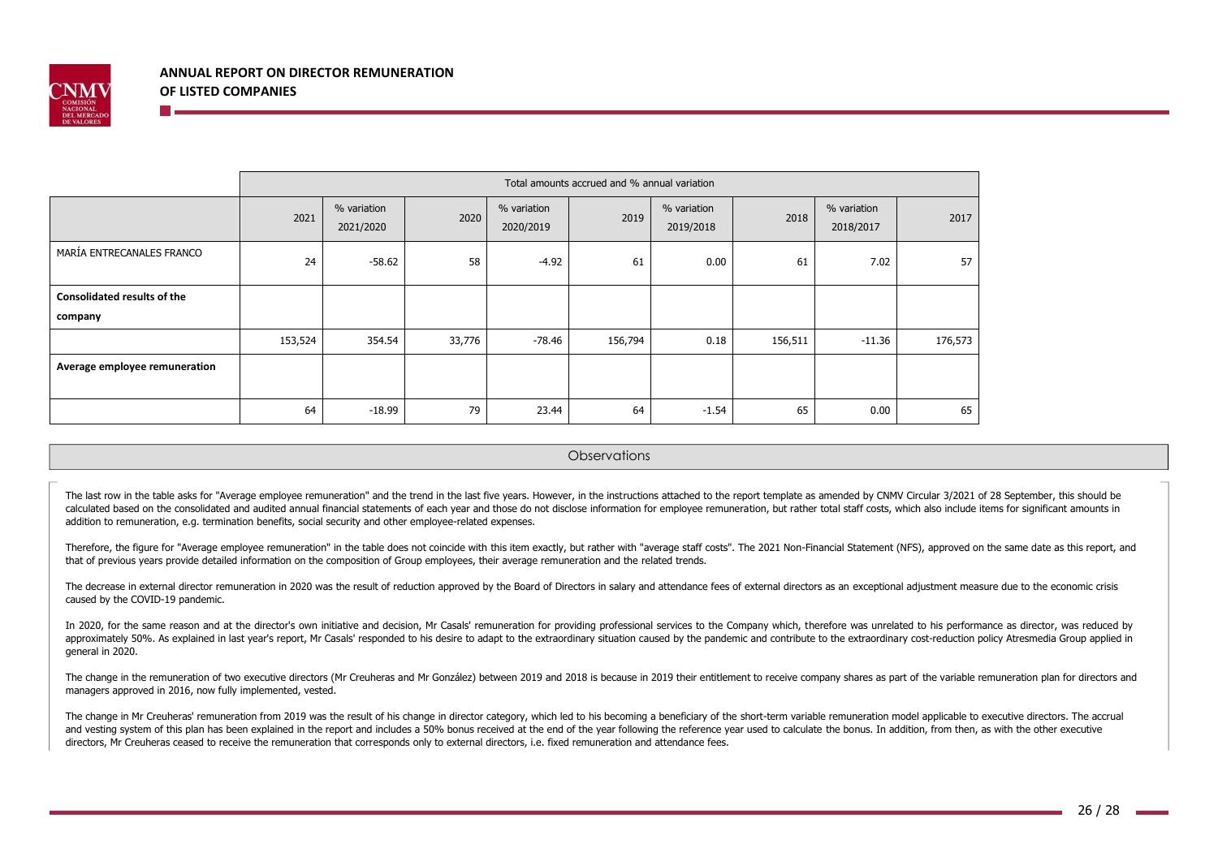| | Total amounts accrued and % annual variation | | | | | | | | |
|---|---|---|---|---|---|---|---|---|---|
| | 2021 | % variation 2021/2020 | 2020 | % variation 2020/2019 | 2019 | % variation 2019/2018 | 2018 | % variation 2018/2017 | 2017 |
| MARÍA ENTRECANALES FRANCO | 24 | -58.62 | 58 | -4.92 | 61 | 0.00 | 61 | 7.02 | 57 |
| **Consolidated results of the company** | | | | | | | | | |
| | 153,524 | 354.54 | 33,776 | -78.46 | 156,794 | 0.18 | 156,511 | -11.36 | 176,573 |
| **Average employee remuneration** | | | | | | | | | |
| | 64 | -18.99 | 79 | 23.44 | 64 | -1.54 | 65 | 0.00 | 65 |

## Observations

The last row in the table asks for "Average employee remuneration" and the trend in the last five years. However, in the instructions attached to the report template as amended by CNMV Circular 3/2021 of 28 September, this should be calculated based on the consolidated and audited annual financial statements of each year and those do not disclose information for employee remuneration, but rather total staff costs, which also include items for significant amounts in addition to remuneration, e.g. termination benefits, social security and other employee-related expenses.

Therefore, the figure for "Average employee remuneration" in the table does not coincide with this item exactly, but rather with "average staff costs". The 2021 Non-Financial Statement (NFS), approved on the same date as this report, and that of previous years provide detailed information on the composition of Group employees, their average remuneration and the related trends.

The decrease in external director remuneration in 2020 was the result of reduction approved by the Board of Directors in salary and attendance fees of external directors as an exceptional adjustment measure due to the economic crisis caused by the COVID-19 pandemic.

In 2020, for the same reason and at the director's own initiative and decision, Mr Casals' remuneration for providing professional services to the Company which, therefore was unrelated to his performance as director, was reduced by approximately 50%. As explained in last year's report, Mr Casals' responded to his desire to adapt to the extraordinary situation caused by the pandemic and contribute to the extraordinary cost-reduction policy Atresmedia Group applied in general in 2020.

The change in the remuneration of two executive directors (Mr Creuheras and Mr González) between 2019 and 2018 is because in 2019 their entitlement to receive company shares as part of the variable remuneration plan for directors and managers approved in 2016, now fully implemented, vested.

The change in Mr Creuheras' remuneration from 2019 was the result of his change in director category, which led to his becoming a beneficiary of the short-term variable remuneration model applicable to executive directors. The accrual and vesting system of this plan has been explained in the report and includes a 50% bonus received at the end of the year following the reference year used to calculate the bonus. In addition, from then, as with the other executive directors, Mr Creuheras ceased to receive the remuneration that corresponds only to external directors, i.e. fixed remuneration and attendance fees.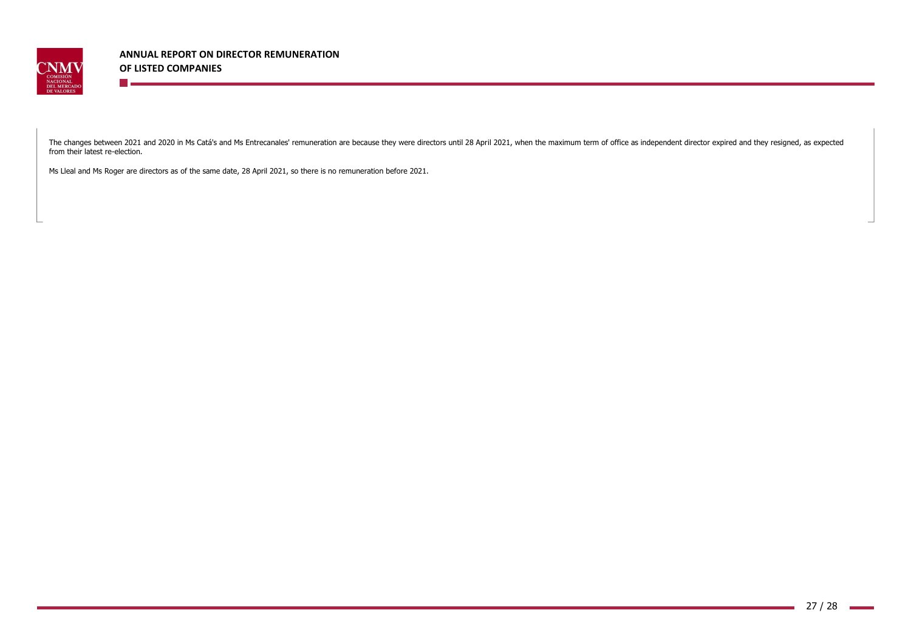The changes between 2021 and 2020 in Ms Catá's and Ms Entrecanales' remuneration are because they were directors until 28 April 2021, when the maximum term of office as independent director expired and they resigned, as expected from their latest re-election.

Ms Lleal and Ms Roger are directors as of the same date, 28 April 2021, so there is no remuneration before 2021.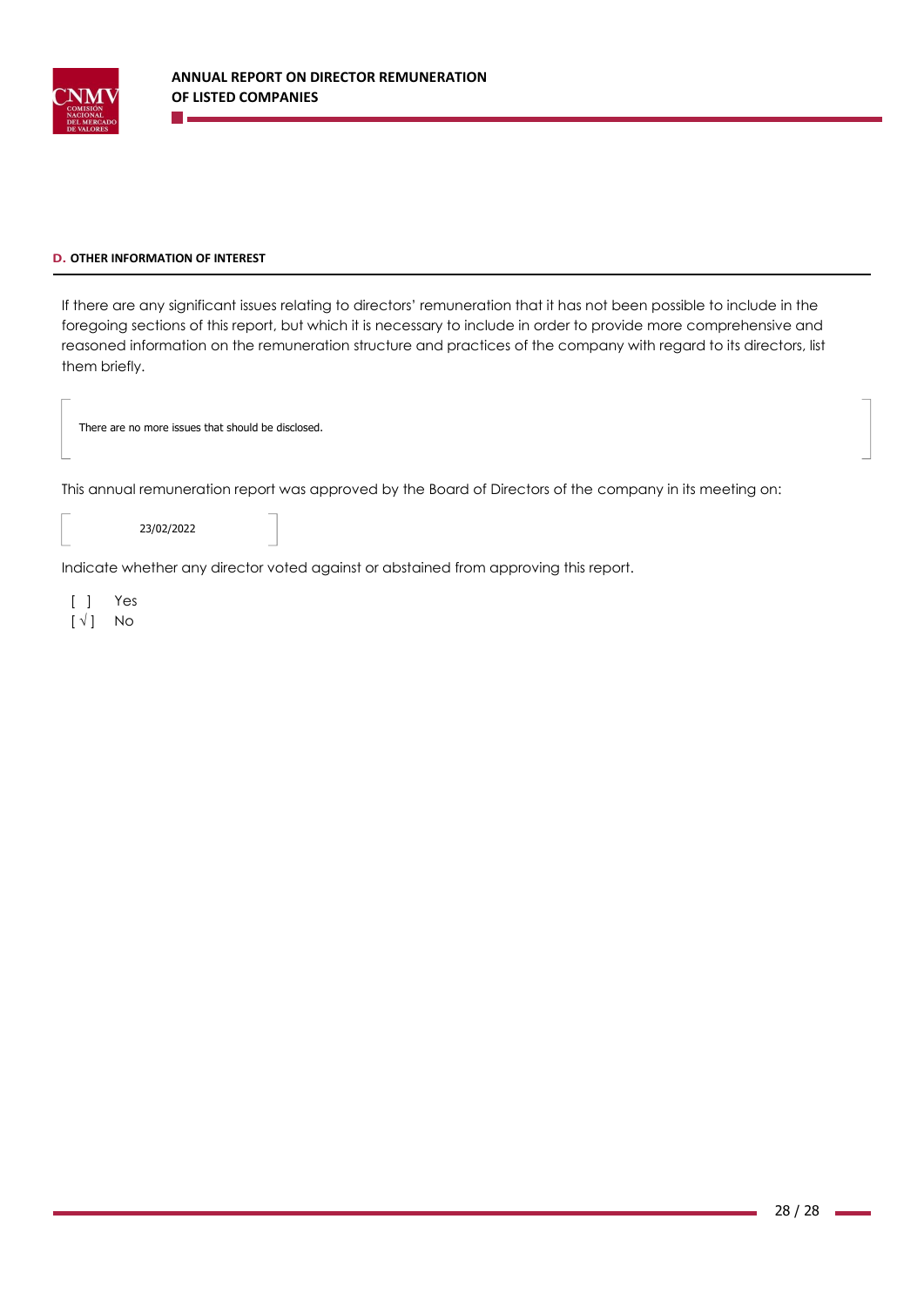## D. OTHER INFORMATION OF INTEREST

If there are any significant issues relating to directors' remuneration that it has not been possible to include in the foregoing sections of this report, but which it is necessary to include in order to provide more comprehensive and reasoned information on the remuneration structure and practices of the company with regard to its directors, list them briefly.

> There are no more issues that should be disclosed.

This annual remuneration report was approved by the Board of Directors of the company in its meeting on:

> 23/02/2022

Indicate whether any director voted against or abstained from approving this report.

[ ] Yes
[ √ ] No